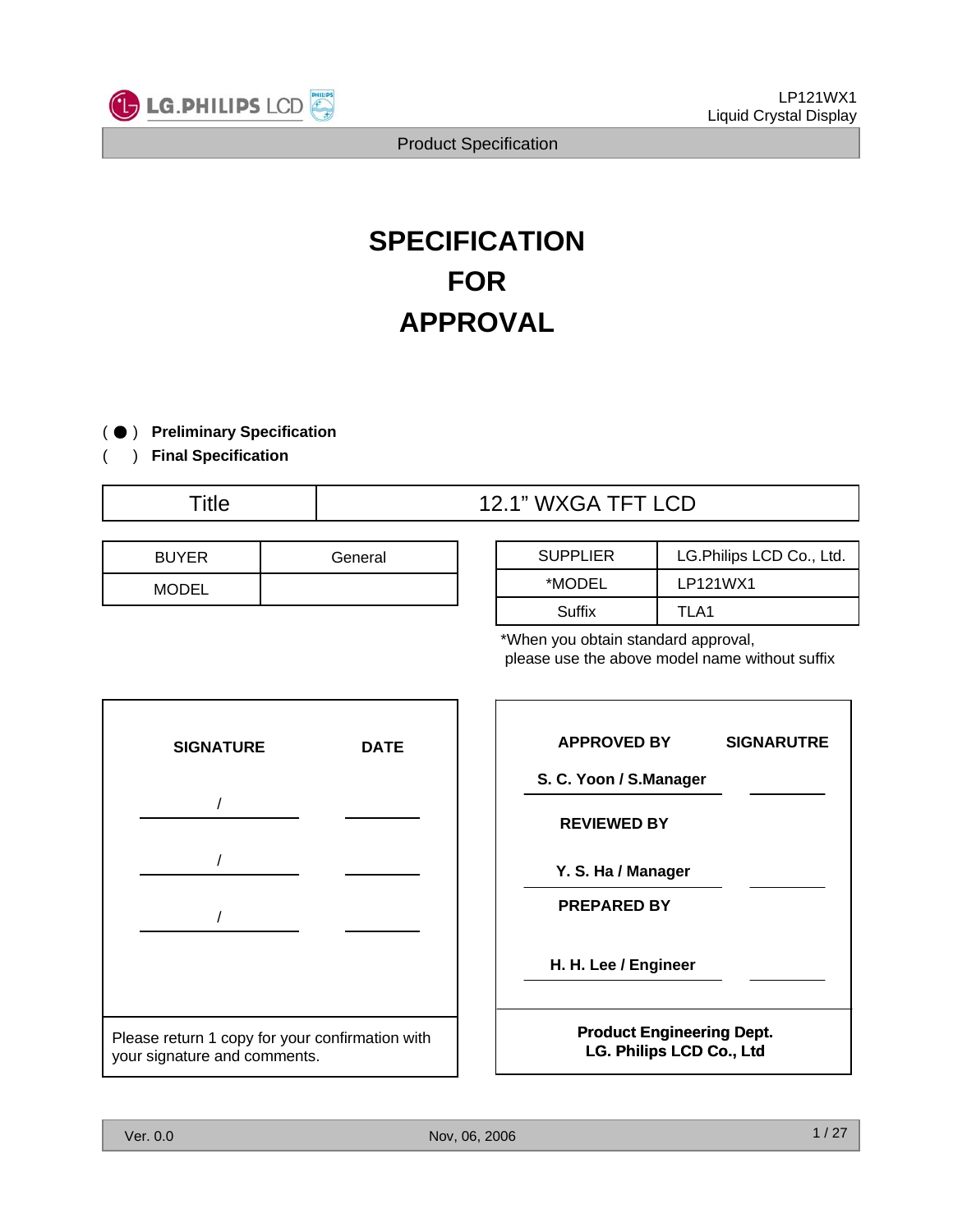# SPECIFICATION FOR APPROVAL

( ● ) **Preliminary Specification**

(   ) **Final Specification**

| Title | 12.1" WXGA TFT LCD |
|---|---|

| BUYER | General |
|---|---|
| MODEL | |

| SUPPLIER | LG.Philips LCD Co., Ltd. |
|---|---|
| *MODEL | LP121WX1 |
| Suffix | TLA1 |

*When you obtain standard approval, please use the above model name without suffix

| SIGNATURE | DATE |
|---|---|
| / | |
| / | |
| / | |

Please return 1 copy for your confirmation with your signature and comments.

| APPROVED BY | SIGNARUTRE |
|---|---|
| **S. C. Yoon / S.Manager** | |
| **REVIEWED BY** | |
| **Y. S. Ha / Manager** | |
| **PREPARED BY** | |
| **H. H. Lee / Engineer** | |

**Product Engineering Dept.**
**LG. Philips LCD Co., Ltd**

Ver. 0.0 Nov, 06, 2006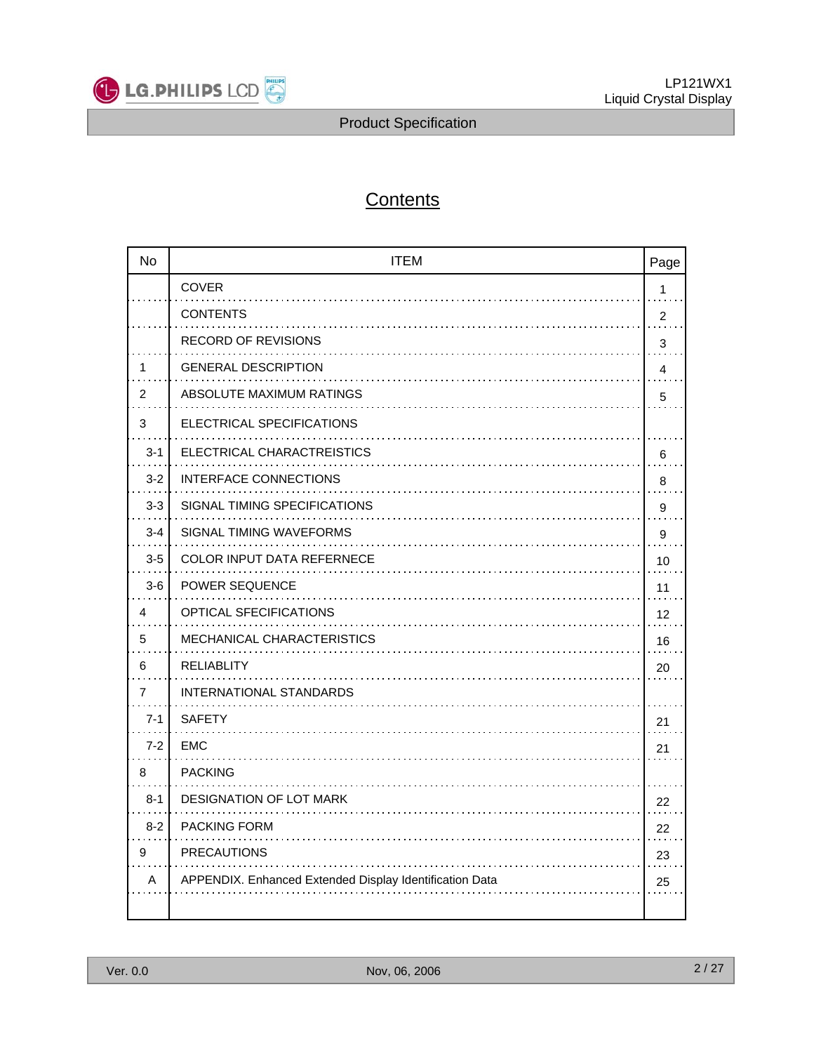# Contents

| No | ITEM | Page |
|---|---|---|
| | COVER | 1 |
| | CONTENTS | 2 |
| | RECORD OF REVISIONS | 3 |
| 1 | GENERAL DESCRIPTION | 4 |
| 2 | ABSOLUTE MAXIMUM RATINGS | 5 |
| 3 | ELECTRICAL SPECIFICATIONS | |
| 3-1 | ELECTRICAL CHARACTREISTICS | 6 |
| 3-2 | INTERFACE CONNECTIONS | 8 |
| 3-3 | SIGNAL TIMING SPECIFICATIONS | 9 |
| 3-4 | SIGNAL TIMING WAVEFORMS | 9 |
| 3-5 | COLOR INPUT DATA REFERNECE | 10 |
| 3-6 | POWER SEQUENCE | 11 |
| 4 | OPTICAL SFECIFICATIONS | 12 |
| 5 | MECHANICAL CHARACTERISTICS | 16 |
| 6 | RELIABLITY | 20 |
| 7 | INTERNATIONAL STANDARDS | |
| 7-1 | SAFETY | 21 |
| 7-2 | EMC | 21 |
| 8 | PACKING | |
| 8-1 | DESIGNATION OF LOT MARK | 22 |
| 8-2 | PACKING FORM | 22 |
| 9 | PRECAUTIONS | 23 |
| A | APPENDIX. Enhanced Extended Display Identification Data | 25 |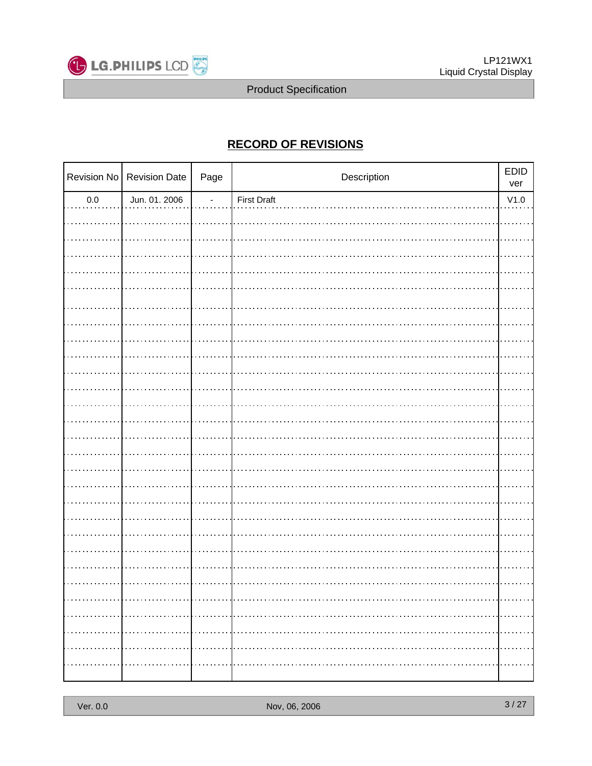# RECORD OF REVISIONS

| Revision No | Revision Date | Page | Description | EDID ver |
|---|---|---|---|---|
| 0.0 | Jun. 01. 2006 | - | First Draft | V1.0 |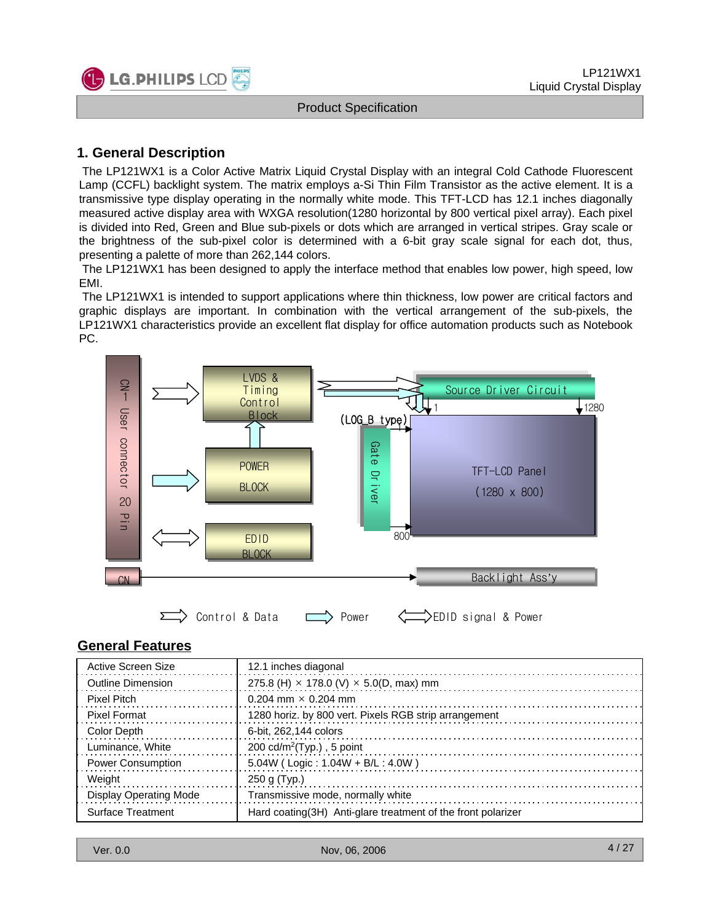## 1. General Description

The LP121WX1 is a Color Active Matrix Liquid Crystal Display with an integral Cold Cathode Fluorescent Lamp (CCFL) backlight system. The matrix employs a-Si Thin Film Transistor as the active element. It is a transmissive type display operating in the normally white mode. This TFT-LCD has 12.1 inches diagonally measured active display area with WXGA resolution(1280 horizontal by 800 vertical pixel array). Each pixel is divided into Red, Green and Blue sub-pixels or dots which are arranged in vertical stripes. Gray scale or the brightness of the sub-pixel color is determined with a 6-bit gray scale signal for each dot, thus, presenting a palette of more than 262,144 colors.

The LP121WX1 has been designed to apply the interface method that enables low power, high speed, low EMI.

The LP121WX1 is intended to support applications where thin thickness, low power are critical factors and graphic displays are important. In combination with the vertical arrangement of the sub-pixels, the LP121WX1 characteristics provide an excellent flat display for office automation products such as Notebook PC.

CN1 User connector 20 Pin | LVDS & Timing Control Block | POWER BLOCK | EDID BLOCK | Source Driver Circuit | (LOG B type) | Gate Driver | TFT-LCD Panel (1280 x 800) | 1 | 1280 | 800 | CN | Backlight Ass'y

Control & Data | Power | EDID signal & Power

## General Features

| | |
|---|---|
| Active Screen Size | 12.1 inches diagonal |
| Outline Dimension | 275.8 (H) × 178.0 (V) × 5.0(D, max) mm |
| Pixel Pitch | 0.204 mm × 0.204 mm |
| Pixel Format | 1280 horiz. by 800 vert. Pixels RGB strip arrangement |
| Color Depth | 6-bit, 262,144 colors |
| Luminance, White | 200 cd/m$^2$(Typ.) , 5 point |
| Power Consumption | 5.04W ( Logic : 1.04W + B/L : 4.0W ) |
| Weight | 250 g (Typ.) |
| Display Operating Mode | Transmissive mode, normally white |
| Surface Treatment | Hard coating(3H) Anti-glare treatment of the front polarizer |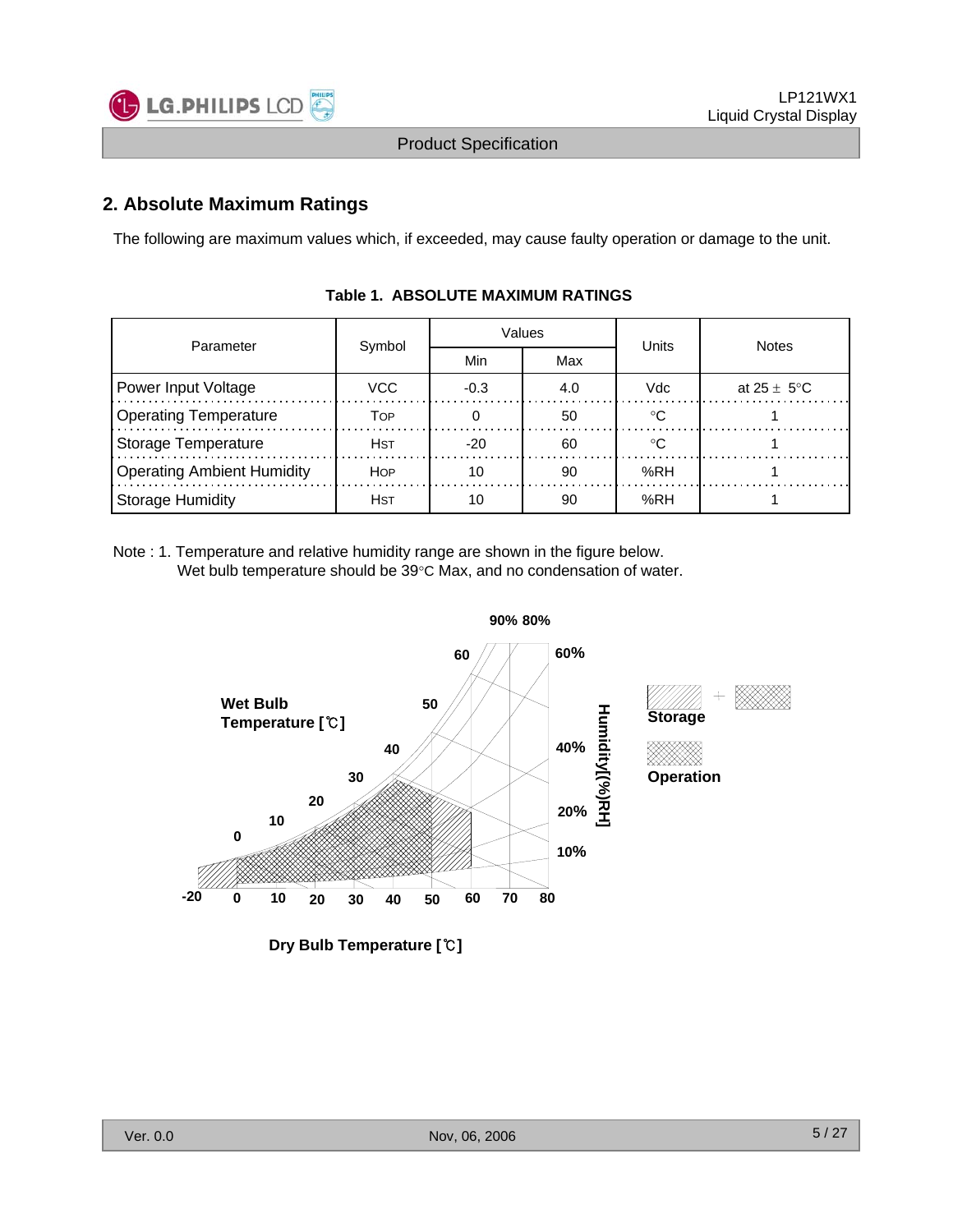## 2. Absolute Maximum Ratings

The following are maximum values which, if exceeded, may cause faulty operation or damage to the unit.

**Table 1. ABSOLUTE MAXIMUM RATINGS**

| Parameter | Symbol | Values | | Units | Notes |
|---|---|---|---|---|---|
| | | Min | Max | | |
| Power Input Voltage | VCC | -0.3 | 4.0 | Vdc | at 25 ± 5°C |
| Operating Temperature | TOP | 0 | 50 | °C | 1 |
| Storage Temperature | HST | -20 | 60 | °C | 1 |
| Operating Ambient Humidity | HOP | 10 | 90 | %RH | 1 |
| Storage Humidity | HST | 10 | 90 | %RH | 1 |

Note : 1. Temperature and relative humidity range are shown in the figure below.
Wet bulb temperature should be 39°C Max, and no condensation of water.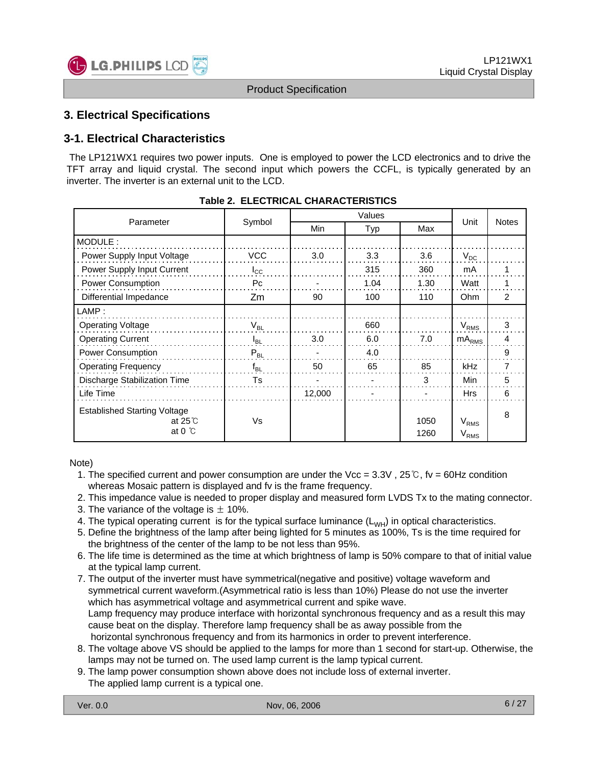## 3. Electrical Specifications

### 3-1. Electrical Characteristics

The LP121WX1 requires two power inputs. One is employed to power the LCD electronics and to drive the TFT array and liquid crystal. The second input which powers the CCFL, is typically generated by an inverter. The inverter is an external unit to the LCD.

**Table 2. ELECTRICAL CHARACTERISTICS**

| Parameter | Symbol | Values | | | Unit | Notes |
|---|---|---|---|---|---|---|
| | | Min | Typ | Max | | |
| MODULE : | | | | | | |
| Power Supply Input Voltage | VCC | 3.0 | 3.3 | 3.6 | $V_{DC}$ | |
| Power Supply Input Current | $I_{CC}$ | | 315 | 360 | mA | 1 |
| Power Consumption | Pc | - | 1.04 | 1.30 | Watt | 1 |
| Differential Impedance | Zm | 90 | 100 | 110 | Ohm | 2 |
| LAMP : | | | | | | |
| Operating Voltage | $V_{BL}$ | | 660 | | $V_{RMS}$ | 3 |
| Operating Current | $I_{BL}$ | 3.0 | 6.0 | 7.0 | $mA_{RMS}$ | 4 |
| Power Consumption | $P_{BL}$ | - | 4.0 | | | 9 |
| Operating Frequency | $f_{BL}$ | 50 | 65 | 85 | kHz | 7 |
| Discharge Stabilization Time | Ts | - | - | 3 | Min | 5 |
| Life Time | | 12,000 | - | - | Hrs | 6 |
| Established Starting Voltage | Vs | | | | | 8 |
| at 25℃ | | | | 1050 | $V_{RMS}$ | |
| at 0 ℃ | | | | 1260 | $V_{RMS}$ | |

Note)

1. The specified current and power consumption are under the Vcc = 3.3V , 25℃, fv = 60Hz condition whereas Mosaic pattern is displayed and fv is the frame frequency.
2. This impedance value is needed to proper display and measured form LVDS Tx to the mating connector.
3. The variance of the voltage is ± 10%.
4. The typical operating current is for the typical surface luminance ($L_{WH}$) in optical characteristics.
5. Define the brightness of the lamp after being lighted for 5 minutes as 100%, Ts is the time required for the brightness of the center of the lamp to be not less than 95%.
6. The life time is determined as the time at which brightness of lamp is 50% compare to that of initial value at the typical lamp current.
7. The output of the inverter must have symmetrical(negative and positive) voltage waveform and symmetrical current waveform.(Asymmetrical ratio is less than 10%) Please do not use the inverter which has asymmetrical voltage and asymmetrical current and spike wave.
   Lamp frequency may produce interface with horizontal synchronous frequency and as a result this may cause beat on the display. Therefore lamp frequency shall be as away possible from the horizontal synchronous frequency and from its harmonics in order to prevent interference.
8. The voltage above VS should be applied to the lamps for more than 1 second for start-up. Otherwise, the lamps may not be turned on. The used lamp current is the lamp typical current.
9. The lamp power consumption shown above does not include loss of external inverter.
   The applied lamp current is a typical one.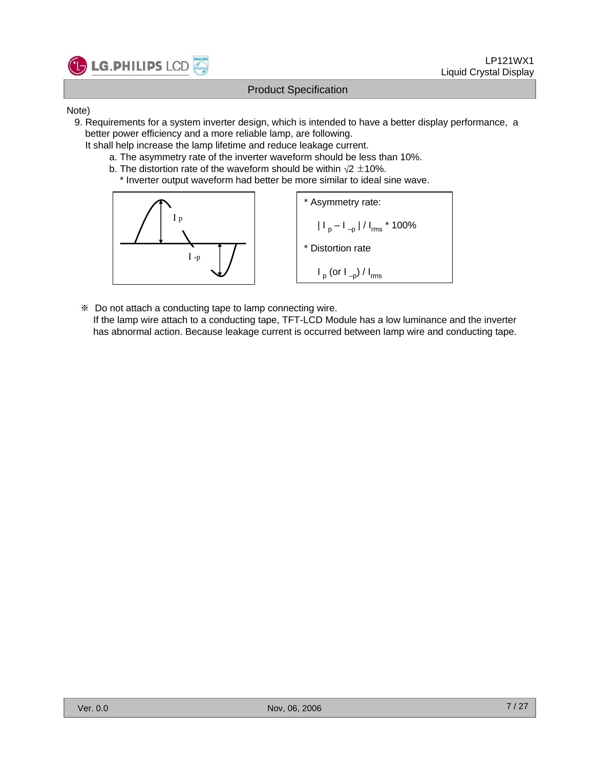Note)

9. Requirements for a system inverter design, which is intended to have a better display performance, a better power efficiency and a more reliable lamp, are following.
   It shall help increase the lamp lifetime and reduce leakage current.
   a. The asymmetry rate of the inverter waveform should be less than 10%.
   b. The distortion rate of the waveform should be within $\sqrt{2} \pm 10\%$.
      * Inverter output waveform had better be more similar to ideal sine wave.

\* Asymmetry rate:

$$| I_p - I_{-p} | / I_{rms} * 100\%$$

\* Distortion rate

$$I_p \text{ (or } I_{-p}) / I_{rms}$$

※ Do not attach a conducting tape to lamp connecting wire.
If the lamp wire attach to a conducting tape, TFT-LCD Module has a low luminance and the inverter has abnormal action. Because leakage current is occurred between lamp wire and conducting tape.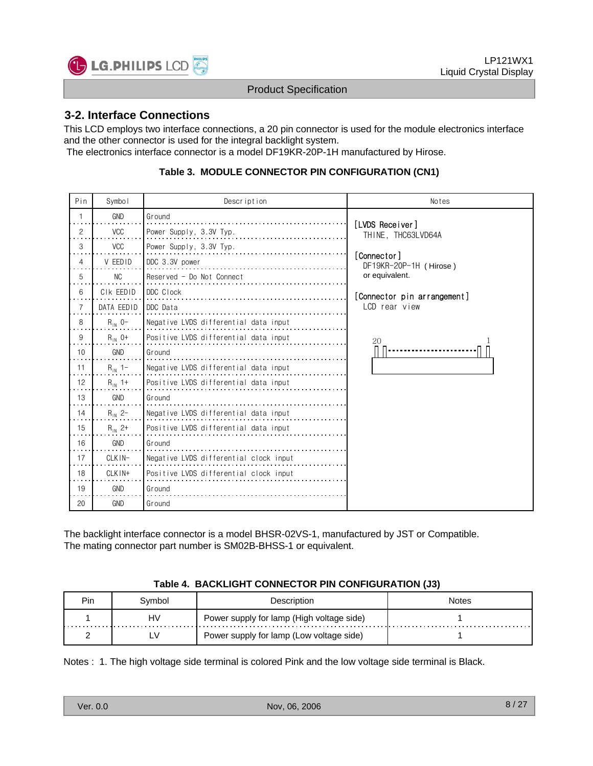## 3-2. Interface Connections

This LCD employs two interface connections, a 20 pin connector is used for the module electronics interface and the other connector is used for the integral backlight system.
The electronics interface connector is a model DF19KR-20P-1H manufactured by Hirose.

**Table 3. MODULE CONNECTOR PIN CONFIGURATION (CN1)**

| Pin | Symbol | Description | Notes |
|---|---|---|---|
| 1 | GND | Ground | [LVDS Receiver] THINE, THC63LVD64A<br>[Connector] DF19KR-20P-1H (Hirose) or equivalent.<br>[Connector pin arrangement] LCD rear view (20 … 1) |
| 2 | VCC | Power Supply, 3.3V Typ. | |
| 3 | VCC | Power Supply, 3.3V Typ. | |
| 4 | V EEDID | DDC 3.3V power | |
| 5 | NC | Reserved - Do Not Connect | |
| 6 | Clk EEDID | DDC Clock | |
| 7 | DATA EEDID | DDC Data | |
| 8 | $R_{IN}$ 0- | Negative LVDS differential data input | |
| 9 | $R_{IN}$ 0+ | Positive LVDS differential data input | |
| 10 | GND | Ground | |
| 11 | $R_{IN}$ 1- | Negative LVDS differential data input | |
| 12 | $R_{IN}$ 1+ | Positive LVDS differential data input | |
| 13 | GND | Ground | |
| 14 | $R_{IN}$ 2- | Negative LVDS differential data input | |
| 15 | $R_{IN}$ 2+ | Positive LVDS differential data input | |
| 16 | GND | Ground | |
| 17 | CLKIN- | Negative LVDS differential clock input | |
| 18 | CLKIN+ | Positive LVDS differential clock input | |
| 19 | GND | Ground | |
| 20 | GND | Ground | |

The backlight interface connector is a model BHSR-02VS-1, manufactured by JST or Compatible.
The mating connector part number is SM02B-BHSS-1 or equivalent.

**Table 4. BACKLIGHT CONNECTOR PIN CONFIGURATION (J3)**

| Pin | Symbol | Description | Notes |
|---|---|---|---|
| 1 | HV | Power supply for lamp (High voltage side) | 1 |
| 2 | LV | Power supply for lamp (Low voltage side) | 1 |

Notes : 1. The high voltage side terminal is colored Pink and the low voltage side terminal is Black.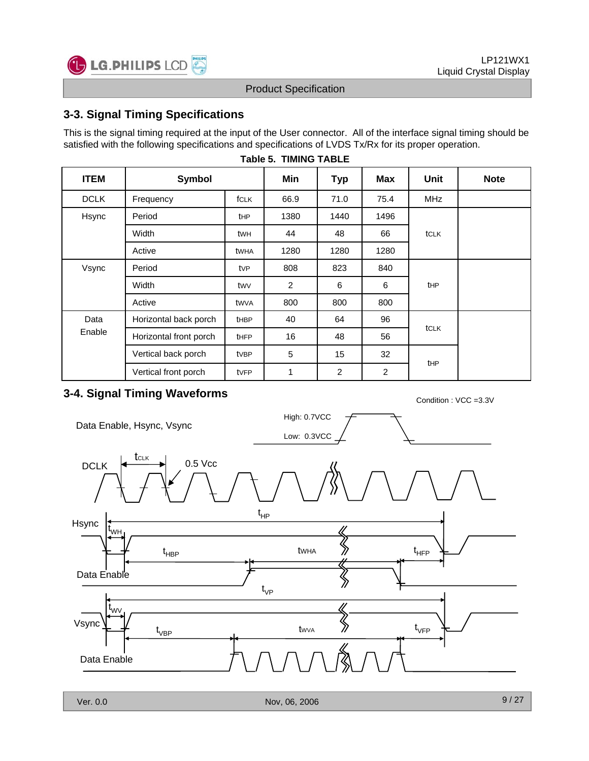## 3-3. Signal Timing Specifications

This is the signal timing required at the input of the User connector. All of the interface signal timing should be satisfied with the following specifications and specifications of LVDS Tx/Rx for its proper operation.

**Table 5. TIMING TABLE**

| ITEM | Symbol | | Min | Typ | Max | Unit | Note |
|---|---|---|---|---|---|---|---|
| DCLK | Frequency | $f_{CLK}$ | 66.9 | 71.0 | 75.4 | MHz | |
| Hsync | Period | $t_{HP}$ | 1380 | 1440 | 1496 | $t_{CLK}$ | |
| | Width | $t_{WH}$ | 44 | 48 | 66 | | |
| | Active | $t_{WHA}$ | 1280 | 1280 | 1280 | | |
| Vsync | Period | $t_{VP}$ | 808 | 823 | 840 | $t_{HP}$ | |
| | Width | $t_{WV}$ | 2 | 6 | 6 | | |
| | Active | $t_{WVA}$ | 800 | 800 | 800 | | |
| Data Enable | Horizontal back porch | $t_{HBP}$ | 40 | 64 | 96 | $t_{CLK}$ | |
| | Horizontal front porch | $t_{HFP}$ | 16 | 48 | 56 | | |
| | Vertical back porch | $t_{VBP}$ | 5 | 15 | 32 | $t_{HP}$ | |
| | Vertical front porch | $t_{VFP}$ | 1 | 2 | 2 | | |

## 3-4. Signal Timing Waveforms

Condition : VCC =3.3V

Data Enable, Hsync, Vsync — High: 0.7VCC, Low: 0.3VCC

DCLK — $t_{CLK}$, 0.5 Vcc

Hsync — $t_{HP}$, $t_{WH}$, $t_{HBP}$, $t_{WHA}$, $t_{HFP}$

Data Enable

Vsync — $t_{VP}$, $t_{WV}$, $t_{VBP}$, $t_{WVA}$, $t_{VFP}$

Data Enable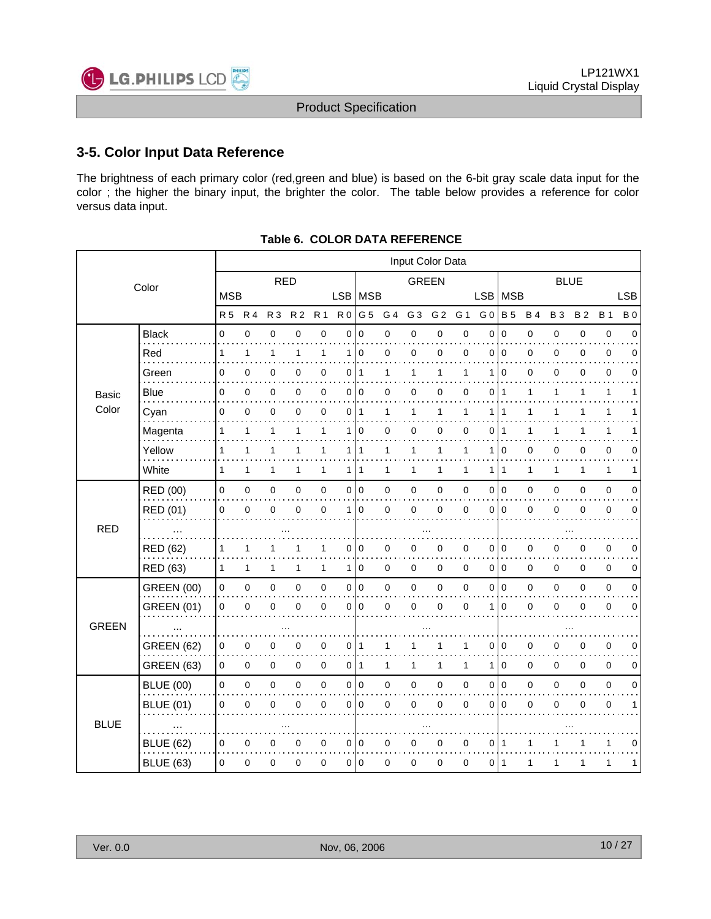## 3-5. Color Input Data Reference

The brightness of each primary color (red,green and blue) is based on the 6-bit gray scale data input for the color ; the higher the binary input, the brighter the color. The table below provides a reference for color versus data input.

**Table 6. COLOR DATA REFERENCE**

| Color | | Input Color Data | | | | | | | | | | | | | | | | | |
|---|---|---|---|---|---|---|---|---|---|---|---|---|---|---|---|---|---|---|---|
| | | RED | | | | | | GREEN | | | | | | BLUE | | | | | |
| | | MSB | | | | | LSB | MSB | | | | | LSB | MSB | | | | | LSB |
| | | R 5 | R 4 | R 3 | R 2 | R 1 | R 0 | G 5 | G 4 | G 3 | G 2 | G 1 | G 0 | B 5 | B 4 | B 3 | B 2 | B 1 | B 0 |
| Basic Color | Black | 0 | 0 | 0 | 0 | 0 | 0 | 0 | 0 | 0 | 0 | 0 | 0 | 0 | 0 | 0 | 0 | 0 | 0 |
| | Red | 1 | 1 | 1 | 1 | 1 | 1 | 0 | 0 | 0 | 0 | 0 | 0 | 0 | 0 | 0 | 0 | 0 | 0 |
| | Green | 0 | 0 | 0 | 0 | 0 | 0 | 1 | 1 | 1 | 1 | 1 | 1 | 0 | 0 | 0 | 0 | 0 | 0 |
| | Blue | 0 | 0 | 0 | 0 | 0 | 0 | 0 | 0 | 0 | 0 | 0 | 0 | 1 | 1 | 1 | 1 | 1 | 1 |
| | Cyan | 0 | 0 | 0 | 0 | 0 | 0 | 1 | 1 | 1 | 1 | 1 | 1 | 1 | 1 | 1 | 1 | 1 | 1 |
| | Magenta | 1 | 1 | 1 | 1 | 1 | 1 | 0 | 0 | 0 | 0 | 0 | 0 | 1 | 1 | 1 | 1 | 1 | 1 |
| | Yellow | 1 | 1 | 1 | 1 | 1 | 1 | 1 | 1 | 1 | 1 | 1 | 1 | 0 | 0 | 0 | 0 | 0 | 0 |
| | White | 1 | 1 | 1 | 1 | 1 | 1 | 1 | 1 | 1 | 1 | 1 | 1 | 1 | 1 | 1 | 1 | 1 | 1 |
| RED | RED (00) | 0 | 0 | 0 | 0 | 0 | 0 | 0 | 0 | 0 | 0 | 0 | 0 | 0 | 0 | 0 | 0 | 0 | 0 |
| | RED (01) | 0 | 0 | 0 | 0 | 0 | 1 | 0 | 0 | 0 | 0 | 0 | 0 | 0 | 0 | 0 | 0 | 0 | 0 |
| | ... | ... | | | | | | ... | | | | | | ... | | | | | |
| | RED (62) | 1 | 1 | 1 | 1 | 1 | 0 | 0 | 0 | 0 | 0 | 0 | 0 | 0 | 0 | 0 | 0 | 0 | 0 |
| | RED (63) | 1 | 1 | 1 | 1 | 1 | 1 | 0 | 0 | 0 | 0 | 0 | 0 | 0 | 0 | 0 | 0 | 0 | 0 |
| GREEN | GREEN (00) | 0 | 0 | 0 | 0 | 0 | 0 | 0 | 0 | 0 | 0 | 0 | 0 | 0 | 0 | 0 | 0 | 0 | 0 |
| | GREEN (01) | 0 | 0 | 0 | 0 | 0 | 0 | 0 | 0 | 0 | 0 | 0 | 1 | 0 | 0 | 0 | 0 | 0 | 0 |
| | ... | ... | | | | | | ... | | | | | | ... | | | | | |
| | GREEN (62) | 0 | 0 | 0 | 0 | 0 | 0 | 1 | 1 | 1 | 1 | 1 | 0 | 0 | 0 | 0 | 0 | 0 | 0 |
| | GREEN (63) | 0 | 0 | 0 | 0 | 0 | 0 | 1 | 1 | 1 | 1 | 1 | 1 | 0 | 0 | 0 | 0 | 0 | 0 |
| BLUE | BLUE (00) | 0 | 0 | 0 | 0 | 0 | 0 | 0 | 0 | 0 | 0 | 0 | 0 | 0 | 0 | 0 | 0 | 0 | 0 |
| | BLUE (01) | 0 | 0 | 0 | 0 | 0 | 0 | 0 | 0 | 0 | 0 | 0 | 0 | 0 | 0 | 0 | 0 | 0 | 1 |
| | ... | ... | | | | | | ... | | | | | | ... | | | | | |
| | BLUE (62) | 0 | 0 | 0 | 0 | 0 | 0 | 0 | 0 | 0 | 0 | 0 | 0 | 1 | 1 | 1 | 1 | 1 | 0 |
| | BLUE (63) | 0 | 0 | 0 | 0 | 0 | 0 | 0 | 0 | 0 | 0 | 0 | 0 | 1 | 1 | 1 | 1 | 1 | 1 |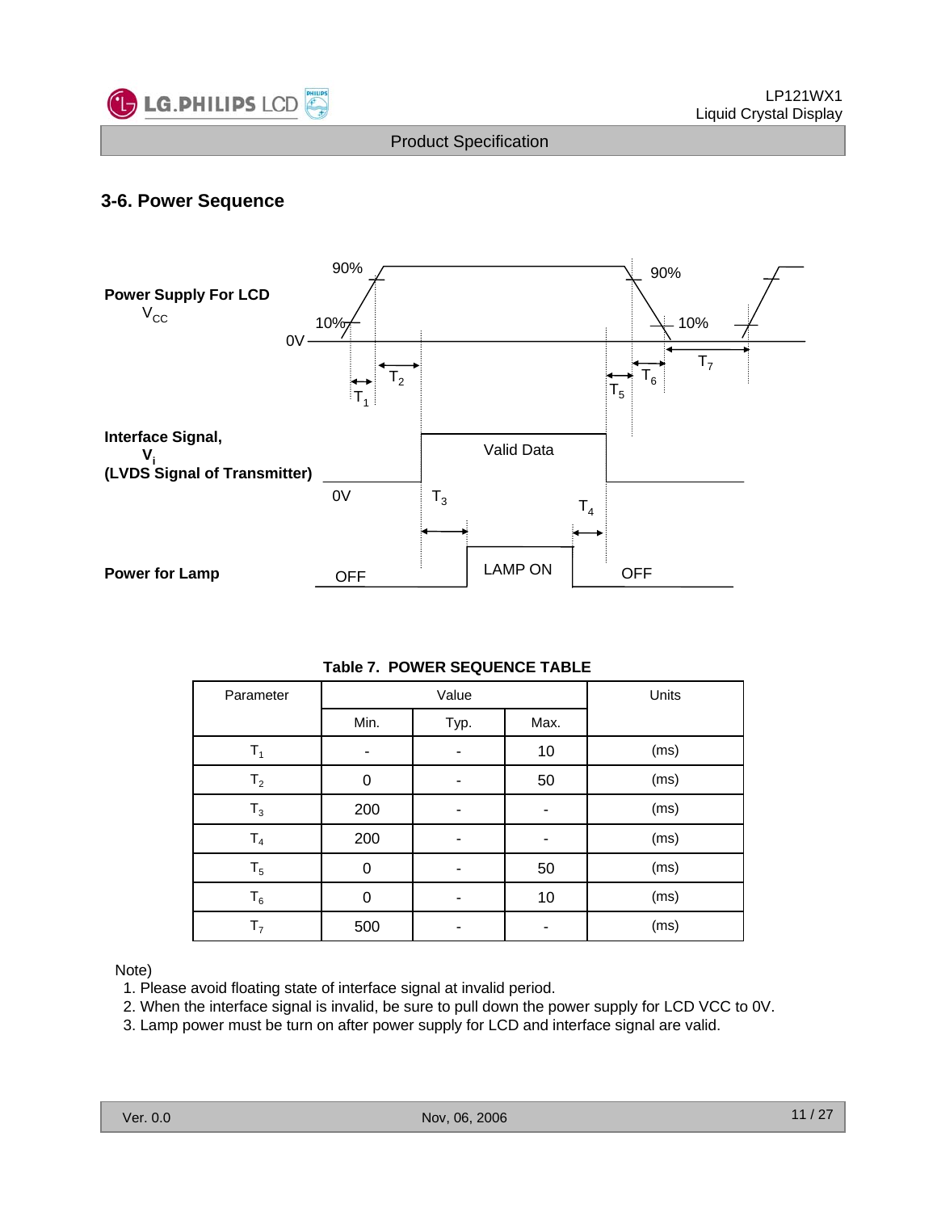## 3-6. Power Sequence

**Table 7. POWER SEQUENCE TABLE**

| Parameter | Value | | | Units |
|---|---|---|---|---|
| | Min. | Typ. | Max. | |
| $T_1$ | - | - | 10 | (ms) |
| $T_2$ | 0 | - | 50 | (ms) |
| $T_3$ | 200 | - | - | (ms) |
| $T_4$ | 200 | - | - | (ms) |
| $T_5$ | 0 | - | 50 | (ms) |
| $T_6$ | 0 | - | 10 | (ms) |
| $T_7$ | 500 | - | - | (ms) |

Note)

1. Please avoid floating state of interface signal at invalid period.
2. When the interface signal is invalid, be sure to pull down the power supply for LCD VCC to 0V.
3. Lamp power must be turn on after power supply for LCD and interface signal are valid.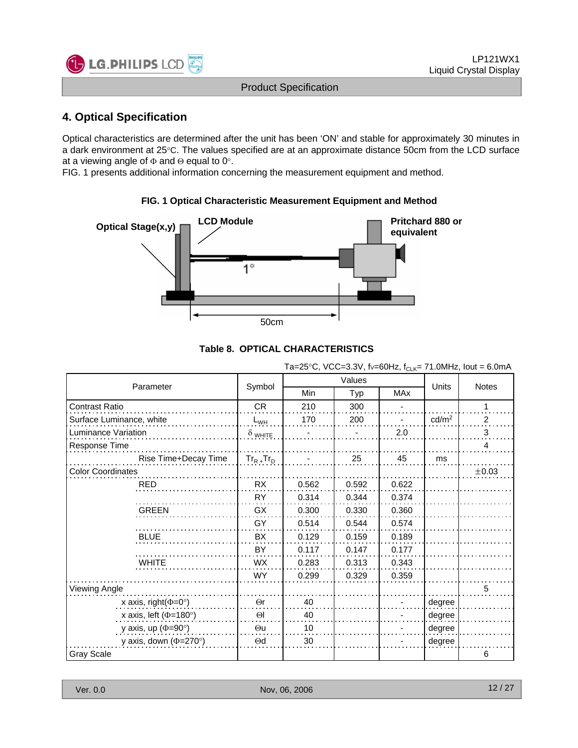## 4. Optical Specification

Optical characteristics are determined after the unit has been 'ON' and stable for approximately 30 minutes in a dark environment at 25°C. The values specified are at an approximate distance 50cm from the LCD surface at a viewing angle of Φ and Θ equal to 0°.

FIG. 1 presents additional information concerning the measurement equipment and method.

**FIG. 1 Optical Characteristic Measurement Equipment and Method**

Optical Stage(x,y) — LCD Module — 1° — Pritchard 880 or equivalent — 50cm

**Table 8. OPTICAL CHARACTERISTICS**

Ta=25°C, VCC=3.3V, fv=60Hz, $f_{CLK}$= 71.0MHz, Iout = 6.0mA

| Parameter | | Symbol | Values | | | Units | Notes |
|---|---|---|---|---|---|---|---|
| | | | Min | Typ | MAx | | |
| Contrast Ratio | | CR | 210 | 300 | - | | 1 |
| Surface Luminance, white | | $L_{WH}$ | 170 | 200 | - | cd/m² | 2 |
| Luminance Variation | | $\delta_{WHITE}$ | - | - | 2.0 | | 3 |
| Response Time | | | | | | | 4 |
| | Rise Time+Decay Time | $Tr_R + Tr_D$ | - | 25 | 45 | ms | |
| Color Coordinates | | | | | | | ±0.03 |
| | RED | RX | 0.562 | 0.592 | 0.622 | | |
| | | RY | 0.314 | 0.344 | 0.374 | | |
| | GREEN | GX | 0.300 | 0.330 | 0.360 | | |
| | | GY | 0.514 | 0.544 | 0.574 | | |
| | BLUE | BX | 0.129 | 0.159 | 0.189 | | |
| | | BY | 0.117 | 0.147 | 0.177 | | |
| | WHITE | WX | 0.283 | 0.313 | 0.343 | | |
| | | WY | 0.299 | 0.329 | 0.359 | | |
| Viewing Angle | | | | | | | 5 |
| | x axis, right(Φ=0°) | Θr | 40 | | - | degree | |
| | x axis, left (Φ=180°) | Θl | 40 | | - | degree | |
| | y axis, up (Φ=90°) | Θu | 10 | | - | degree | |
| | y axis, down (Φ=270°) | Θd | 30 | | - | degree | |
| Gray Scale | | | | | | | 6 |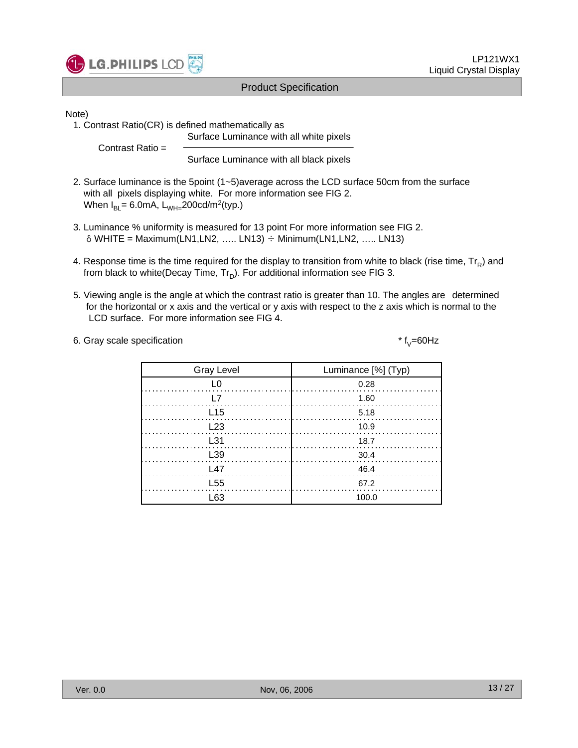Note)

1. Contrast Ratio(CR) is defined mathematically as

$$\text{Contrast Ratio} = \frac{\text{Surface Luminance with all white pixels}}{\text{Surface Luminance with all black pixels}}$$

2. Surface luminance is the 5point (1~5)average across the LCD surface 50cm from the surface with all pixels displaying white. For more information see FIG 2.
   When $I_{BL}$= 6.0mA, $L_{WH=}$200cd/$m^2$(typ.)

3. Luminance % uniformity is measured for 13 point For more information see FIG 2.
   δ WHITE = Maximum(LN1,LN2, ….. LN13) ÷ Minimum(LN1,LN2, ….. LN13)

4. Response time is the time required for the display to transition from white to black (rise time, $Tr_R$) and from black to white(Decay Time, $Tr_D$). For additional information see FIG 3.

5. Viewing angle is the angle at which the contrast ratio is greater than 10. The angles are determined for the horizontal or x axis and the vertical or y axis with respect to the z axis which is normal to the LCD surface. For more information see FIG 4.

6. Gray scale specification

\* $f_V$=60Hz

| Gray Level | Luminance [%] (Typ) |
|---|---|
| L0 | 0.28 |
| L7 | 1.60 |
| L15 | 5.18 |
| L23 | 10.9 |
| L31 | 18.7 |
| L39 | 30.4 |
| L47 | 46.4 |
| L55 | 67.2 |
| L63 | 100.0 |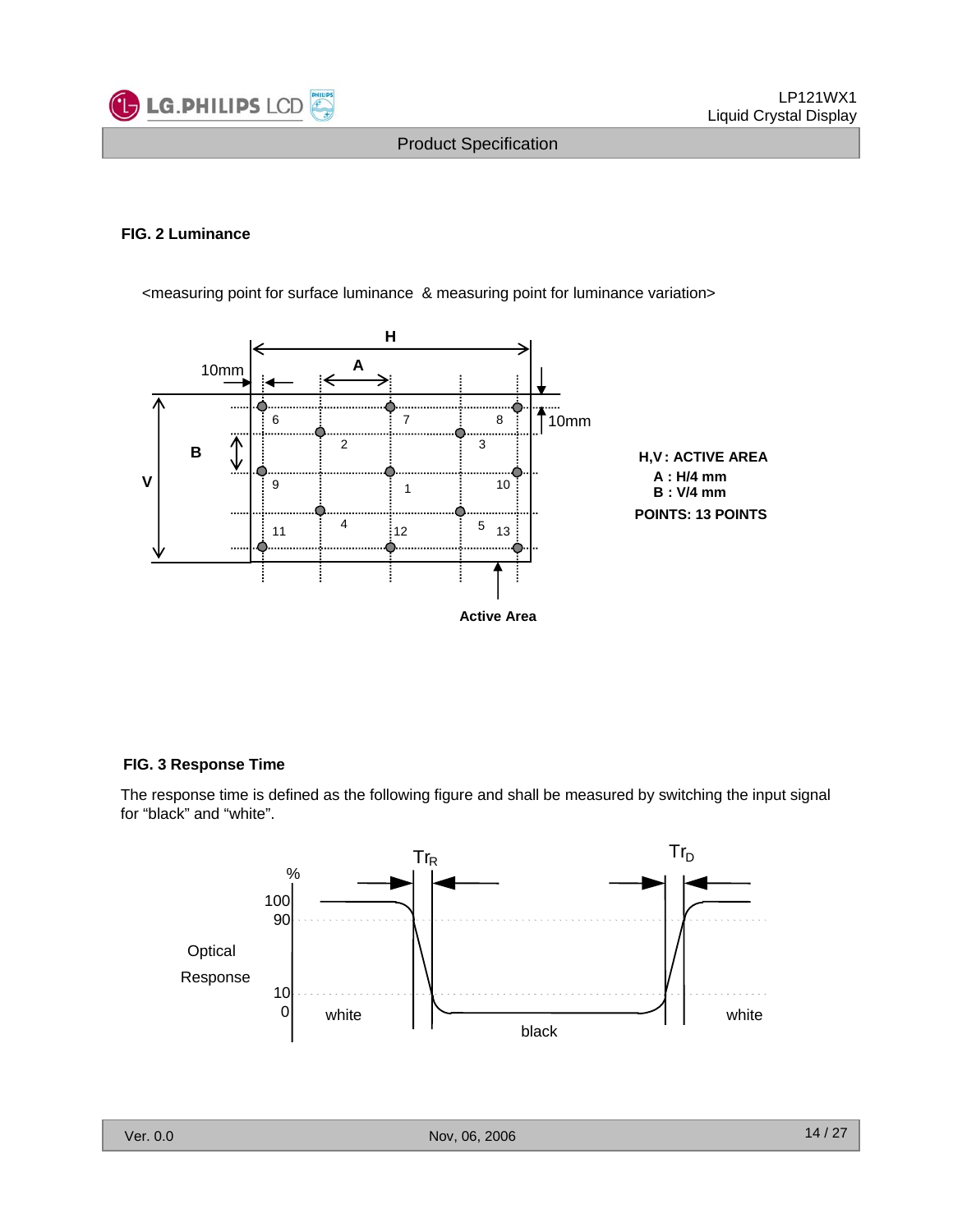**FIG. 2 Luminance**

<measuring point for surface luminance & measuring point for luminance variation>

H,V : ACTIVE AREA

A : H/4 mm

B : V/4 mm

POINTS: 13 POINTS

**FIG. 3 Response Time**

The response time is defined as the following figure and shall be measured by switching the input signal for "black" and "white".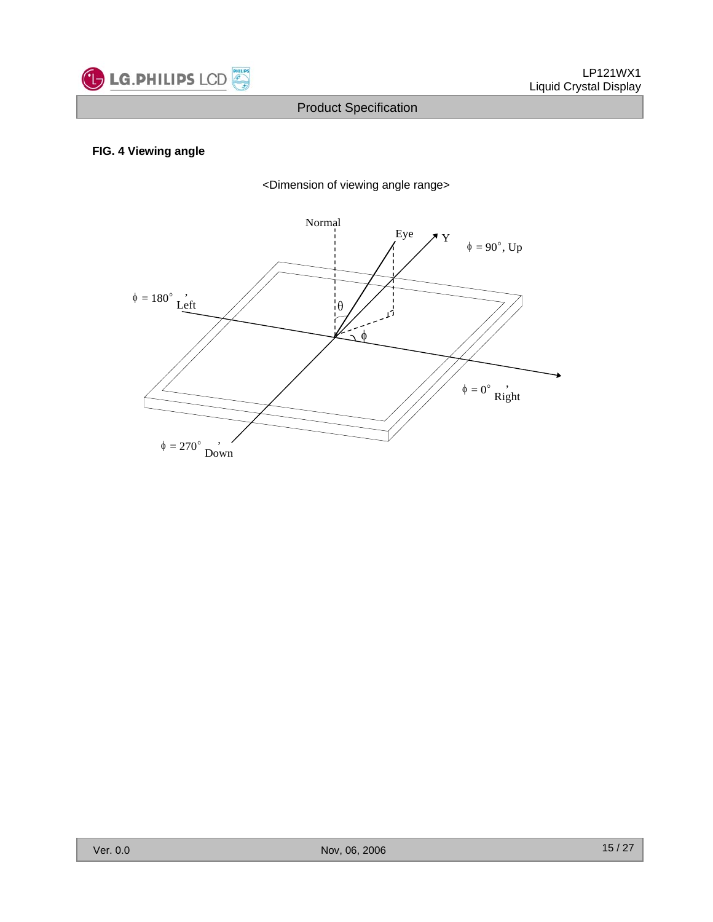**FIG. 4 Viewing angle**

<Dimension of viewing angle range>

Normal

Eye

Y

$\phi$ = 90°, Up

$\phi$ = 180°, Left

$\theta$

$\phi$

$\phi$ = 0°, Right

$\phi$ = 270°, Down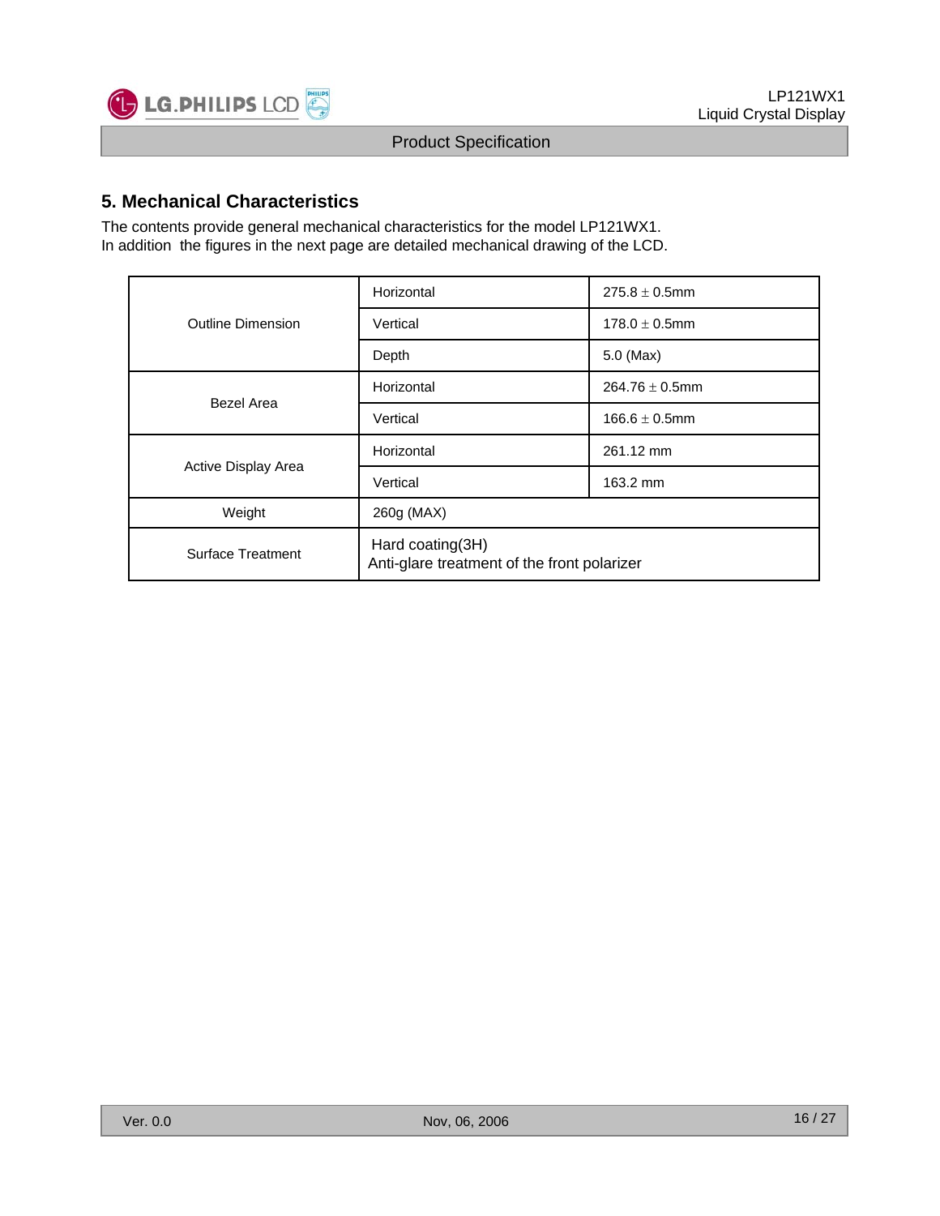## 5. Mechanical Characteristics

The contents provide general mechanical characteristics for the model LP121WX1.
In addition the figures in the next page are detailed mechanical drawing of the LCD.

| | | |
|---|---|---|
| Outline Dimension | Horizontal | 275.8 ± 0.5mm |
| | Vertical | 178.0 ± 0.5mm |
| | Depth | 5.0 (Max) |
| Bezel Area | Horizontal | 264.76 ± 0.5mm |
| | Vertical | 166.6 ± 0.5mm |
| Active Display Area | Horizontal | 261.12 mm |
| | Vertical | 163.2 mm |
| Weight | 260g (MAX) | |
| Surface Treatment | Hard coating(3H)<br>Anti-glare treatment of the front polarizer | |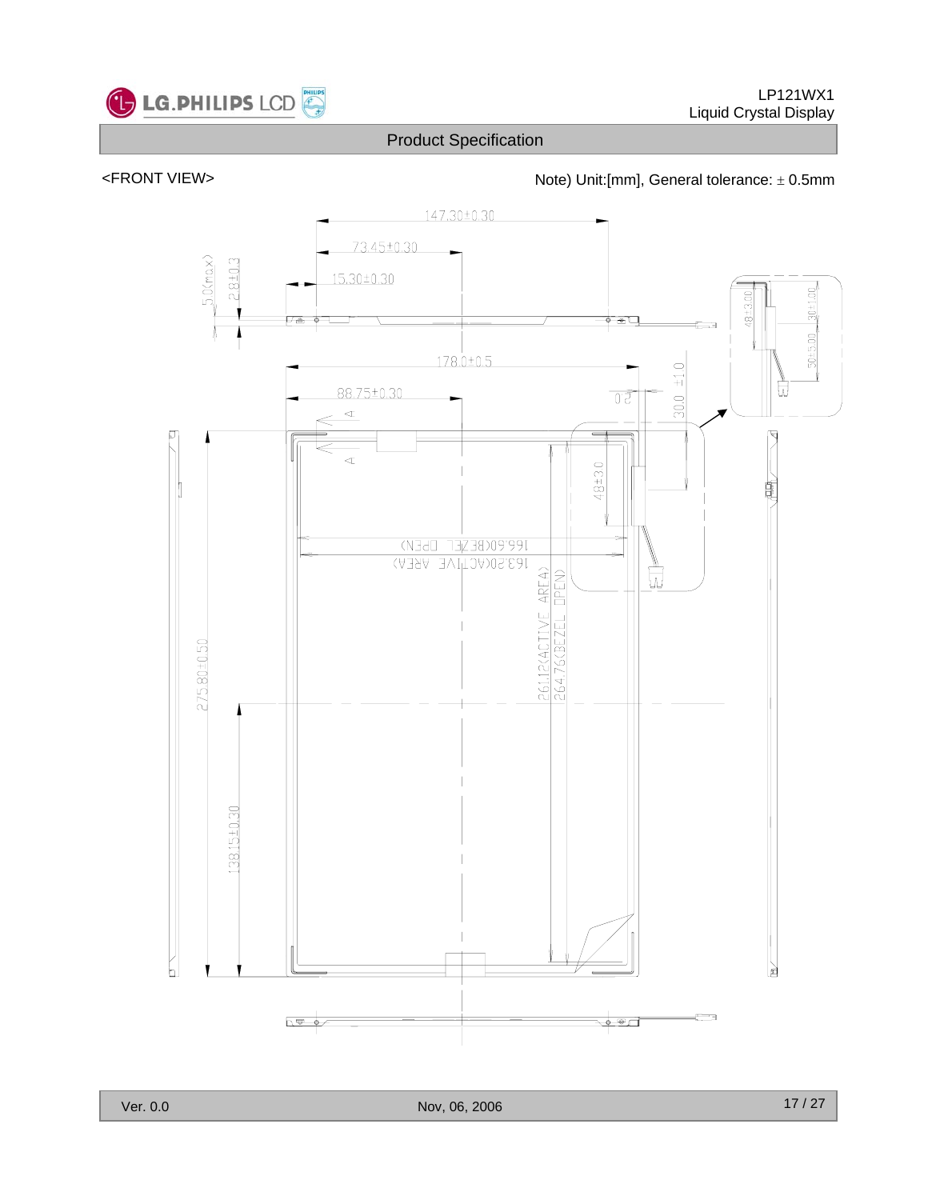<FRONT VIEW>

Note) Unit:[mm], General tolerance: ± 0.5mm

147.30±0.30

73.45±0.30

15.30±0.30

5.0(max)

2.8±0.3

178.0±0.5

88.75±0.30

0.2

30.0 ±1.0

48±3.0

30±1.00

50±5.00

166.60(BEZEL OPEN)

163.20(ACTIVE AREA)

261.12(ACTIVE AREA)

264.76(BEZEL OPEN)

275.80±0.50

138.15±0.30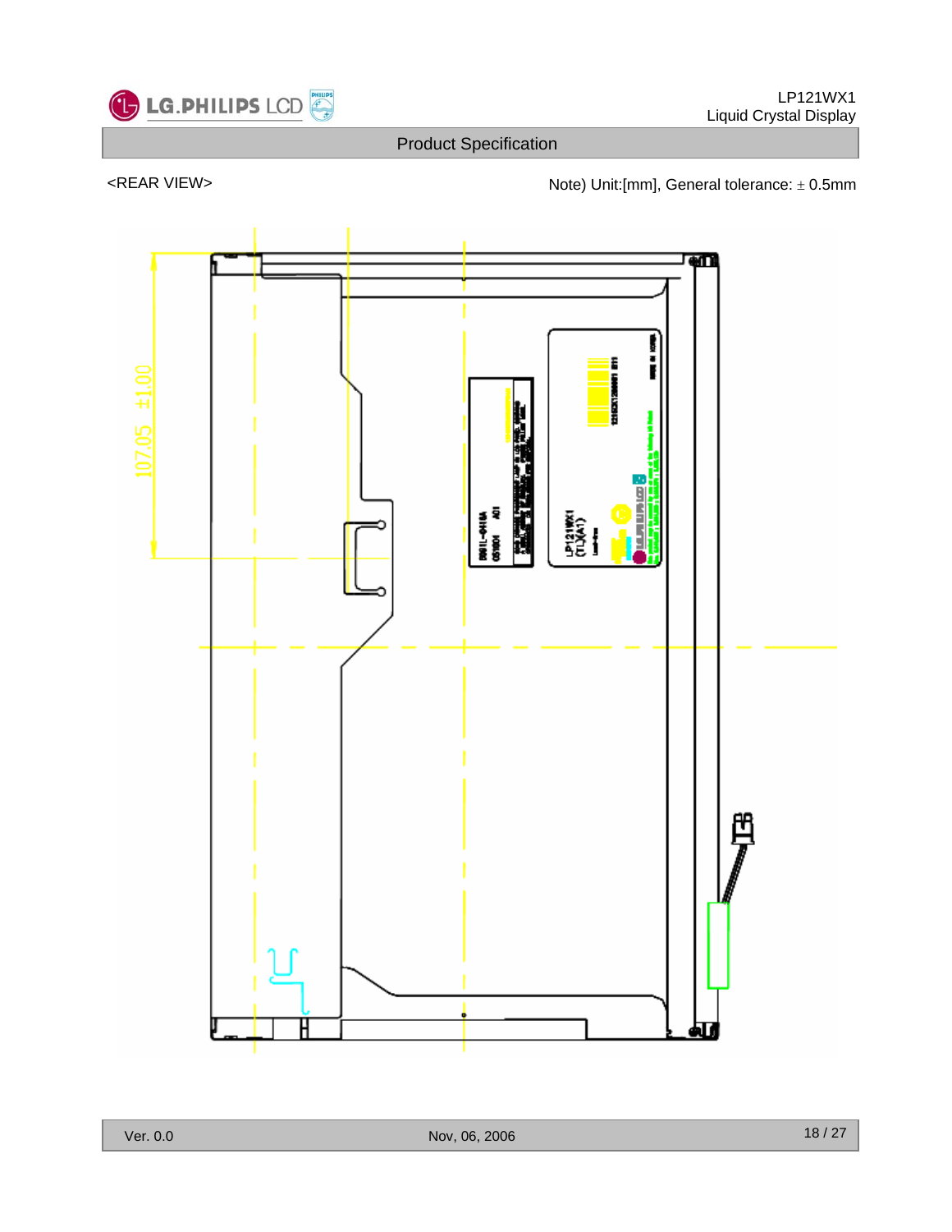<REAR VIEW>

Note) Unit:[mm], General tolerance: ± 0.5mm

107.05 ±1.00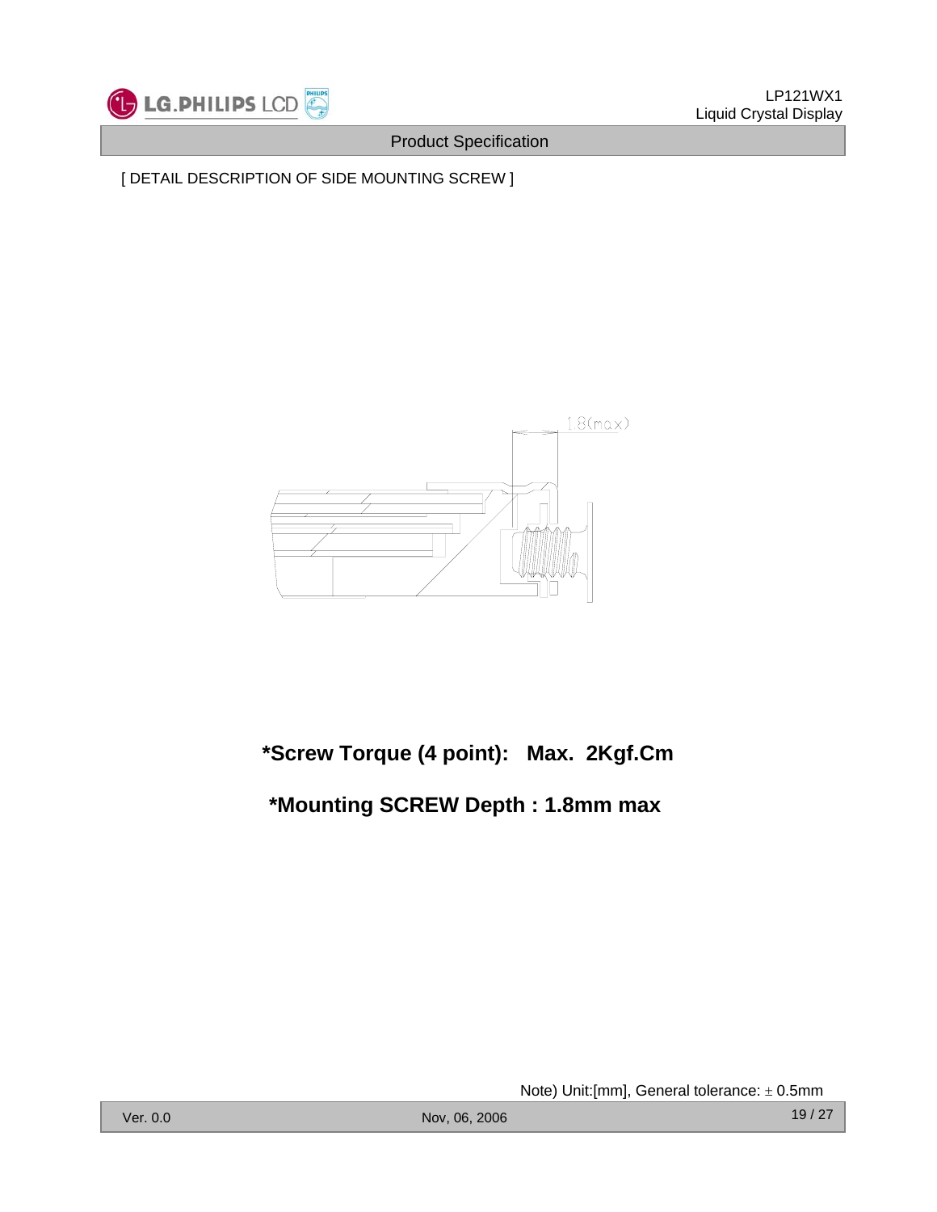[ DETAIL DESCRIPTION OF SIDE MOUNTING SCREW ]

1.8(max)

**\*Screw Torque (4 point): Max. 2Kgf.Cm**

**\*Mounting SCREW Depth : 1.8mm max**

Note) Unit:[mm], General tolerance: ± 0.5mm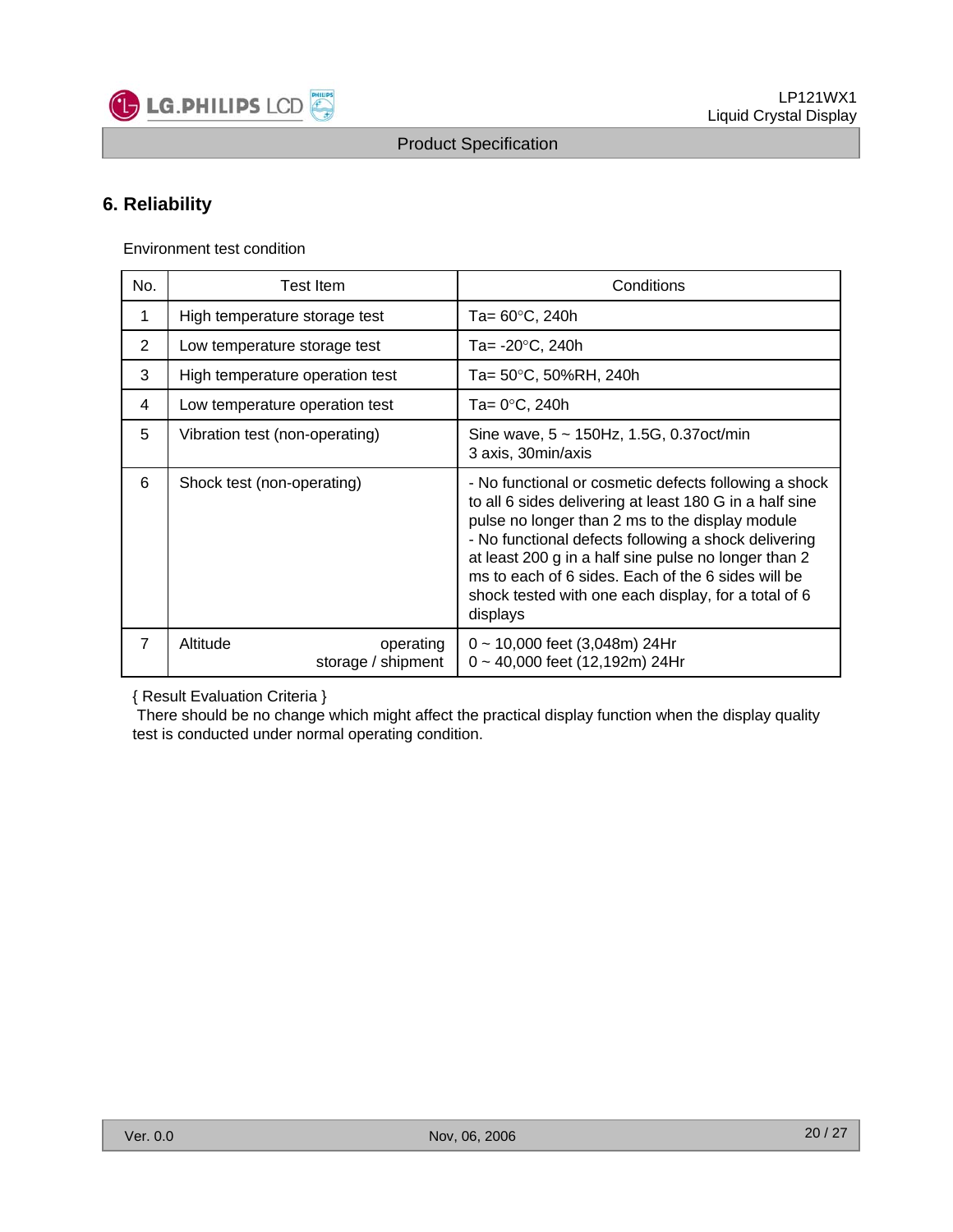## 6. Reliability

Environment test condition

| No. | Test Item | Conditions |
|---|---|---|
| 1 | High temperature storage test | Ta= 60°C, 240h |
| 2 | Low temperature storage test | Ta= -20°C, 240h |
| 3 | High temperature operation test | Ta= 50°C, 50%RH, 240h |
| 4 | Low temperature operation test | Ta= 0°C, 240h |
| 5 | Vibration test (non-operating) | Sine wave, 5 ~ 150Hz, 1.5G, 0.37oct/min<br>3 axis, 30min/axis |
| 6 | Shock test (non-operating) | - No functional or cosmetic defects following a shock to all 6 sides delivering at least 180 G in a half sine pulse no longer than 2 ms to the display module<br>- No functional defects following a shock delivering at least 200 g in a half sine pulse no longer than 2 ms to each of 6 sides. Each of the 6 sides will be shock tested with one each display, for a total of 6 displays |
| 7 | Altitude operating<br>storage / shipment | 0 ~ 10,000 feet (3,048m) 24Hr<br>0 ~ 40,000 feet (12,192m) 24Hr |

{ Result Evaluation Criteria }

There should be no change which might affect the practical display function when the display quality test is conducted under normal operating condition.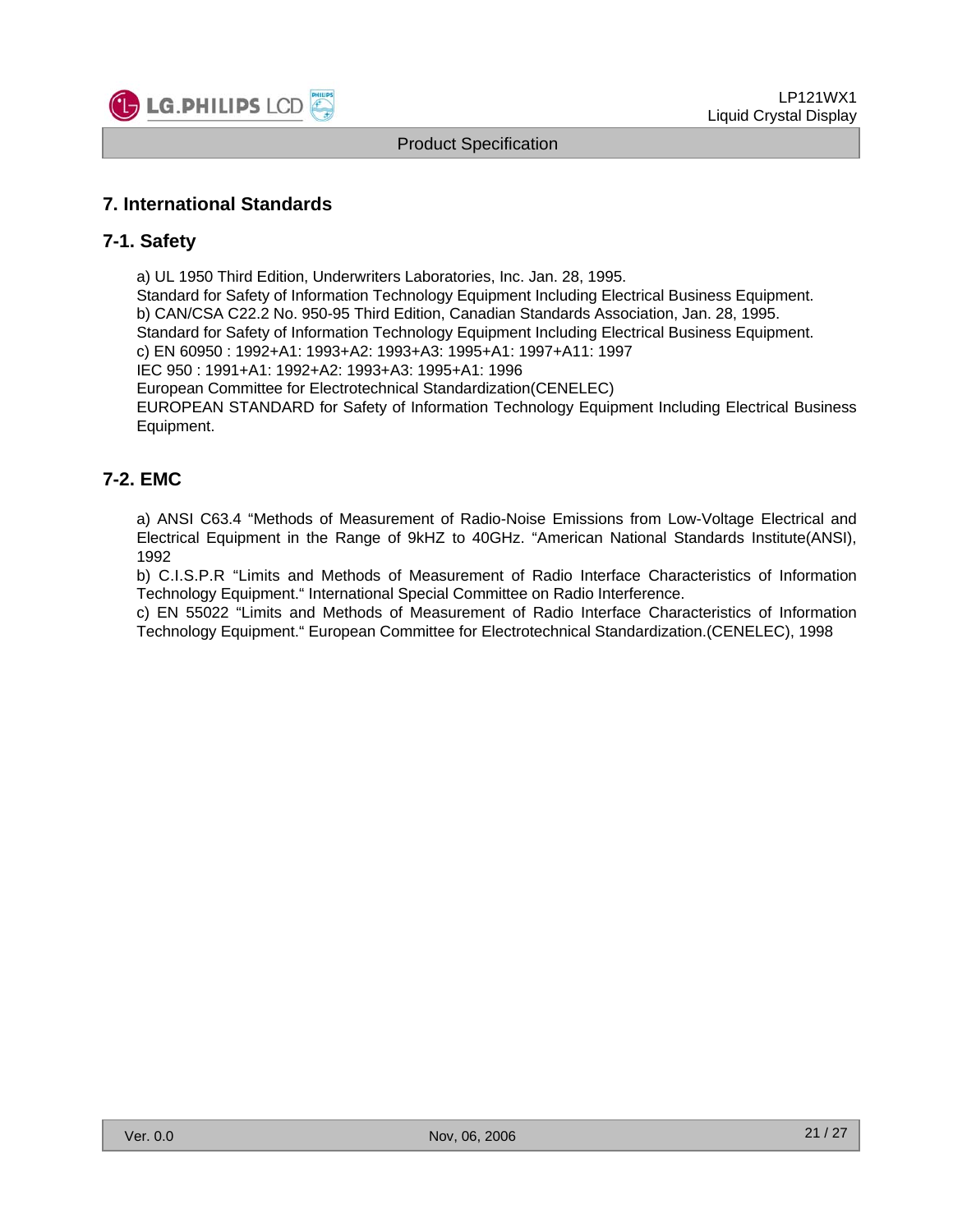## 7. International Standards

### 7-1. Safety

a) UL 1950 Third Edition, Underwriters Laboratories, Inc. Jan. 28, 1995.
Standard for Safety of Information Technology Equipment Including Electrical Business Equipment.
b) CAN/CSA C22.2 No. 950-95 Third Edition, Canadian Standards Association, Jan. 28, 1995.
Standard for Safety of Information Technology Equipment Including Electrical Business Equipment.
c) EN 60950 : 1992+A1: 1993+A2: 1993+A3: 1995+A1: 1997+A11: 1997
IEC 950 : 1991+A1: 1992+A2: 1993+A3: 1995+A1: 1996
European Committee for Electrotechnical Standardization(CENELEC)
EUROPEAN STANDARD for Safety of Information Technology Equipment Including Electrical Business Equipment.

### 7-2. EMC

a) ANSI C63.4 "Methods of Measurement of Radio-Noise Emissions from Low-Voltage Electrical and Electrical Equipment in the Range of 9kHZ to 40GHz. "American National Standards Institute(ANSI), 1992
b) C.I.S.P.R "Limits and Methods of Measurement of Radio Interface Characteristics of Information Technology Equipment." International Special Committee on Radio Interference.
c) EN 55022 "Limits and Methods of Measurement of Radio Interface Characteristics of Information Technology Equipment." European Committee for Electrotechnical Standardization.(CENELEC), 1998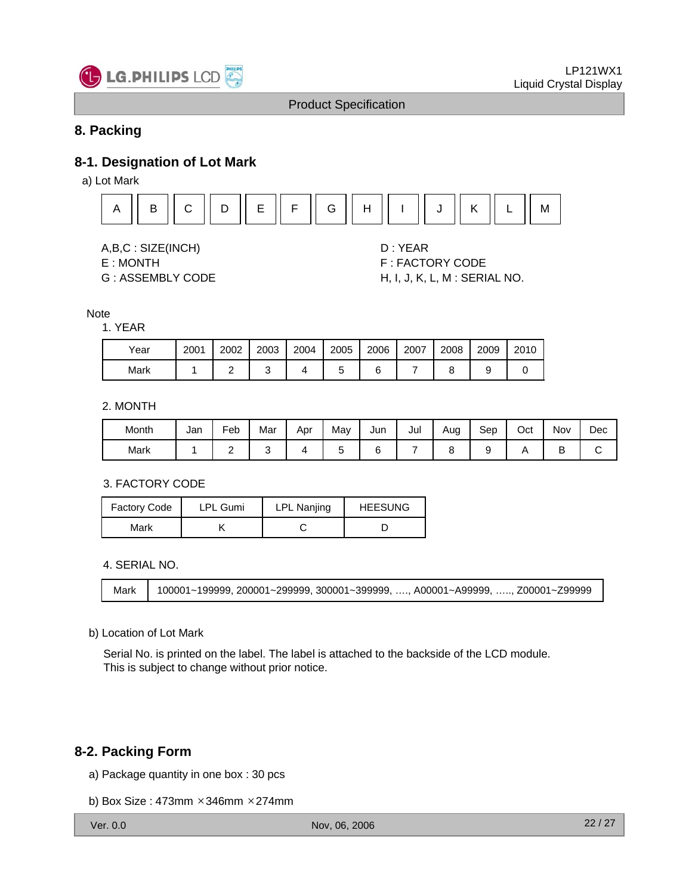# 8. Packing

## 8-1. Designation of Lot Mark

a) Lot Mark

| A | B | C | D | E | F | G | H | I | J | K | L | M |
|---|---|---|---|---|---|---|---|---|---|---|---|---|

A,B,C : SIZE(INCH)
D : YEAR
E : MONTH
F : FACTORY CODE
G : ASSEMBLY CODE
H, I, J, K, L, M : SERIAL NO.

Note

1. YEAR

| Year | 2001 | 2002 | 2003 | 2004 | 2005 | 2006 | 2007 | 2008 | 2009 | 2010 |
|---|---|---|---|---|---|---|---|---|---|---|
| Mark | 1 | 2 | 3 | 4 | 5 | 6 | 7 | 8 | 9 | 0 |

2. MONTH

| Month | Jan | Feb | Mar | Apr | May | Jun | Jul | Aug | Sep | Oct | Nov | Dec |
|---|---|---|---|---|---|---|---|---|---|---|---|---|
| Mark | 1 | 2 | 3 | 4 | 5 | 6 | 7 | 8 | 9 | A | B | C |

3. FACTORY CODE

| Factory Code | LPL Gumi | LPL Nanjing | HEESUNG |
|---|---|---|---|
| Mark | K | C | D |

4. SERIAL NO.

| Mark | 100001~199999, 200001~299999, 300001~399999, …., A00001~A99999, ….., Z00001~Z99999 |
|---|---|

b) Location of Lot Mark

Serial No. is printed on the label. The label is attached to the backside of the LCD module.
This is subject to change without prior notice.

## 8-2. Packing Form

a) Package quantity in one box : 30 pcs

b) Box Size : 473mm ×346mm ×274mm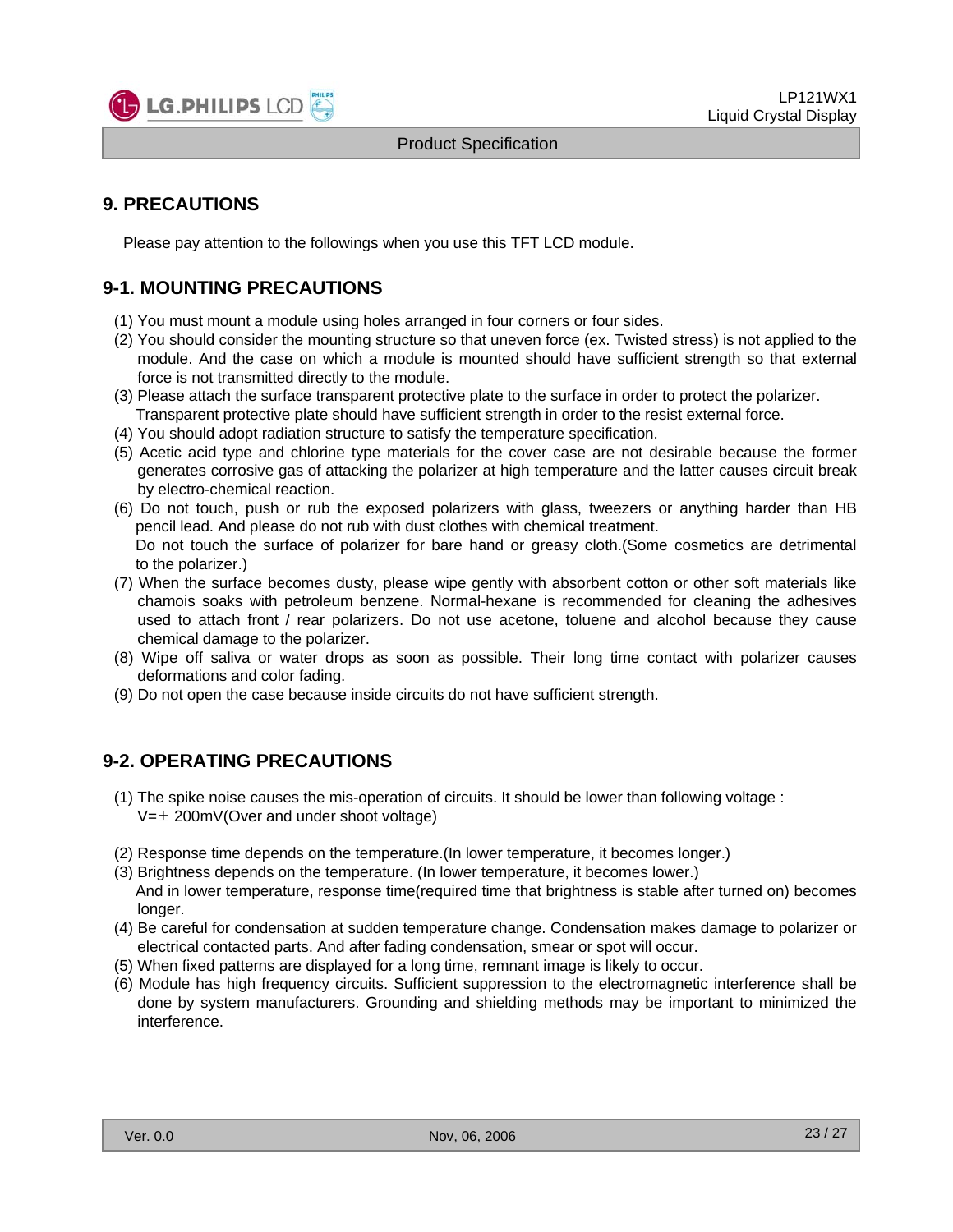## 9. PRECAUTIONS

Please pay attention to the followings when you use this TFT LCD module.

### 9-1. MOUNTING PRECAUTIONS

(1) You must mount a module using holes arranged in four corners or four sides.
(2) You should consider the mounting structure so that uneven force (ex. Twisted stress) is not applied to the module. And the case on which a module is mounted should have sufficient strength so that external force is not transmitted directly to the module.
(3) Please attach the surface transparent protective plate to the surface in order to protect the polarizer. Transparent protective plate should have sufficient strength in order to the resist external force.
(4) You should adopt radiation structure to satisfy the temperature specification.
(5) Acetic acid type and chlorine type materials for the cover case are not desirable because the former generates corrosive gas of attacking the polarizer at high temperature and the latter causes circuit break by electro-chemical reaction.
(6) Do not touch, push or rub the exposed polarizers with glass, tweezers or anything harder than HB pencil lead. And please do not rub with dust clothes with chemical treatment.
Do not touch the surface of polarizer for bare hand or greasy cloth.(Some cosmetics are detrimental to the polarizer.)
(7) When the surface becomes dusty, please wipe gently with absorbent cotton or other soft materials like chamois soaks with petroleum benzene. Normal-hexane is recommended for cleaning the adhesives used to attach front / rear polarizers. Do not use acetone, toluene and alcohol because they cause chemical damage to the polarizer.
(8) Wipe off saliva or water drops as soon as possible. Their long time contact with polarizer causes deformations and color fading.
(9) Do not open the case because inside circuits do not have sufficient strength.

### 9-2. OPERATING PRECAUTIONS

(1) The spike noise causes the mis-operation of circuits. It should be lower than following voltage :
V=± 200mV(Over and under shoot voltage)

(2) Response time depends on the temperature.(In lower temperature, it becomes longer.)
(3) Brightness depends on the temperature. (In lower temperature, it becomes lower.)
And in lower temperature, response time(required time that brightness is stable after turned on) becomes longer.
(4) Be careful for condensation at sudden temperature change. Condensation makes damage to polarizer or electrical contacted parts. And after fading condensation, smear or spot will occur.
(5) When fixed patterns are displayed for a long time, remnant image is likely to occur.
(6) Module has high frequency circuits. Sufficient suppression to the electromagnetic interference shall be done by system manufacturers. Grounding and shielding methods may be important to minimized the interference.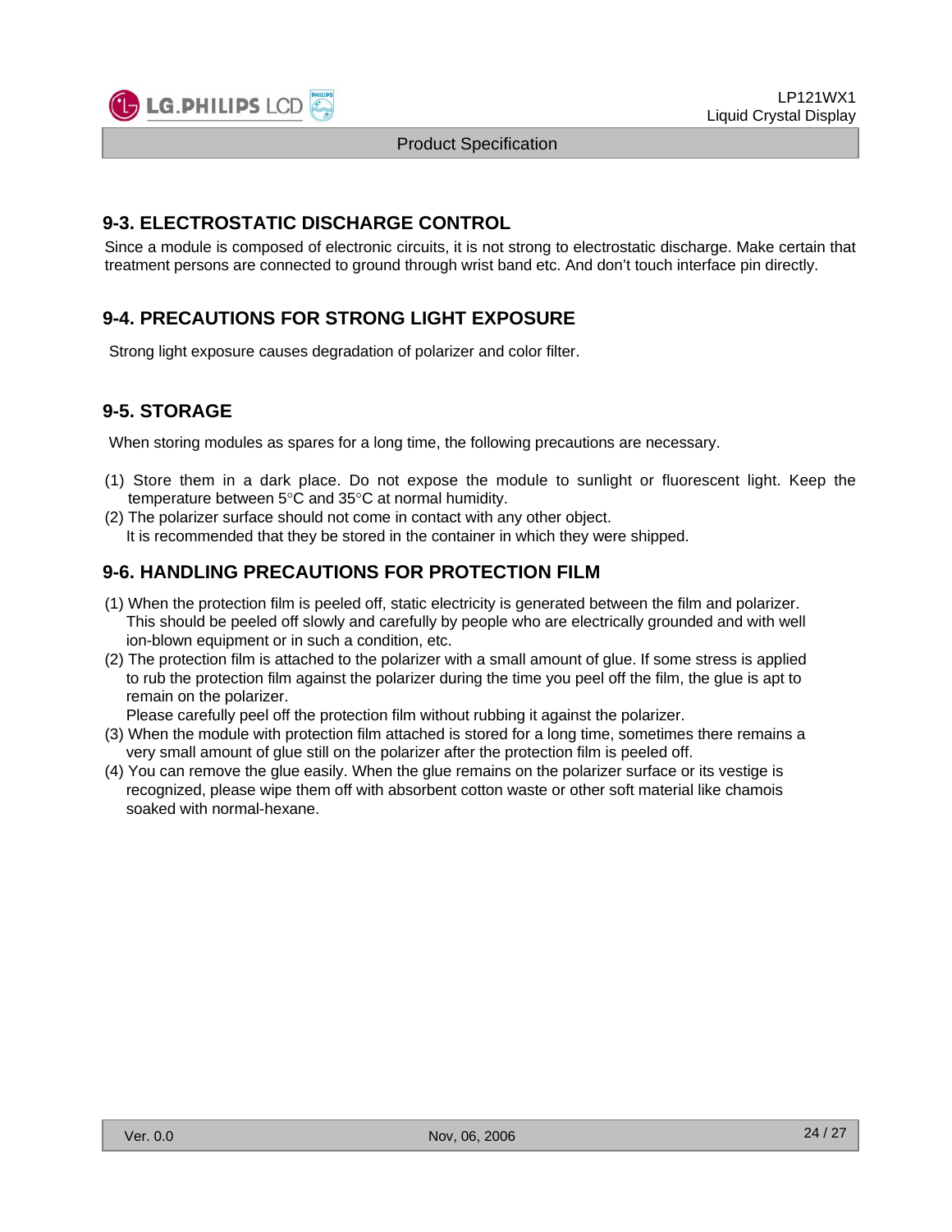## 9-3. ELECTROSTATIC DISCHARGE CONTROL

Since a module is composed of electronic circuits, it is not strong to electrostatic discharge. Make certain that treatment persons are connected to ground through wrist band etc. And don't touch interface pin directly.

## 9-4. PRECAUTIONS FOR STRONG LIGHT EXPOSURE

Strong light exposure causes degradation of polarizer and color filter.

## 9-5. STORAGE

When storing modules as spares for a long time, the following precautions are necessary.

(1) Store them in a dark place. Do not expose the module to sunlight or fluorescent light. Keep the temperature between 5°C and 35°C at normal humidity.

(2) The polarizer surface should not come in contact with any other object.
It is recommended that they be stored in the container in which they were shipped.

## 9-6. HANDLING PRECAUTIONS FOR PROTECTION FILM

(1) When the protection film is peeled off, static electricity is generated between the film and polarizer. This should be peeled off slowly and carefully by people who are electrically grounded and with well ion-blown equipment or in such a condition, etc.

(2) The protection film is attached to the polarizer with a small amount of glue. If some stress is applied to rub the protection film against the polarizer during the time you peel off the film, the glue is apt to remain on the polarizer.
Please carefully peel off the protection film without rubbing it against the polarizer.

(3) When the module with protection film attached is stored for a long time, sometimes there remains a very small amount of glue still on the polarizer after the protection film is peeled off.

(4) You can remove the glue easily. When the glue remains on the polarizer surface or its vestige is recognized, please wipe them off with absorbent cotton waste or other soft material like chamois soaked with normal-hexane.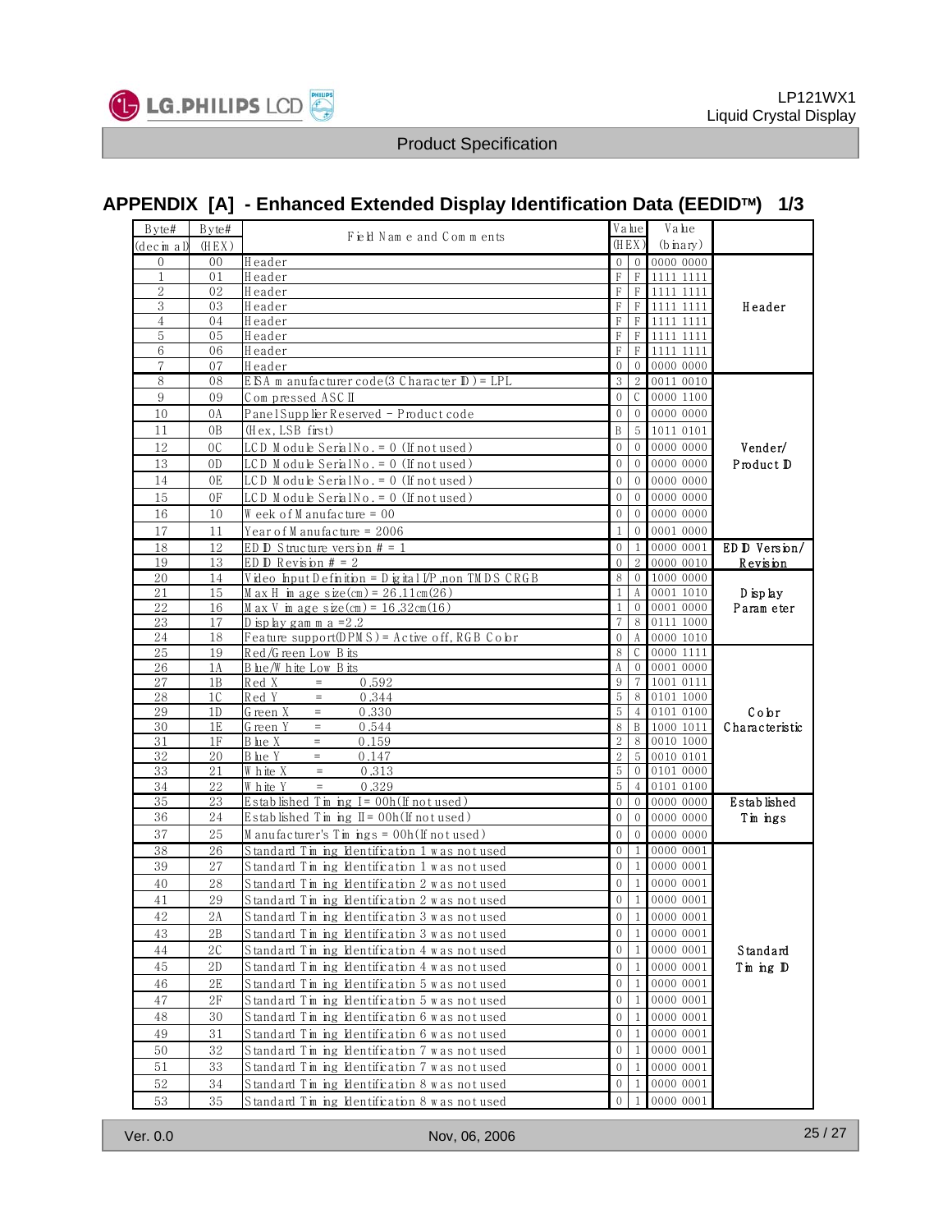## APPENDIX [A] - Enhanced Extended Display Identification Data (EEDID™) 1/3

| Byte# (decimal) | Byte# (HEX) | Field Name and Comments | Value (HEX) | | Value (binary) | |
|---|---|---|---|---|---|---|
| 0 | 00 | Header | 0 | 0 | 0000 0000 | Header |
| 1 | 01 | Header | F | F | 1111 1111 | |
| 2 | 02 | Header | F | F | 1111 1111 | |
| 3 | 03 | Header | F | F | 1111 1111 | |
| 4 | 04 | Header | F | F | 1111 1111 | |
| 5 | 05 | Header | F | F | 1111 1111 | |
| 6 | 06 | Header | F | F | 1111 1111 | |
| 7 | 07 | Header | 0 | 0 | 0000 0000 | |
| 8 | 08 | EISA manufacturer code(3 Character ID) = LPL | 3 | 2 | 0011 0010 | Vender/ Product ID |
| 9 | 09 | Compressed ASCII | 0 | C | 0000 1100 | |
| 10 | 0A | Panel Supplier Reserved - Product code | 0 | 0 | 0000 0000 | |
| 11 | 0B | (Hex, LSB first) | B | 5 | 1011 0101 | |
| 12 | 0C | LCD Module Serial No. = 0 (If not used) | 0 | 0 | 0000 0000 | |
| 13 | 0D | LCD Module Serial No. = 0 (If not used) | 0 | 0 | 0000 0000 | |
| 14 | 0E | LCD Module Serial No. = 0 (If not used) | 0 | 0 | 0000 0000 | |
| 15 | 0F | LCD Module Serial No. = 0 (If not used) | 0 | 0 | 0000 0000 | |
| 16 | 10 | Week of Manufacture = 00 | 0 | 0 | 0000 0000 | |
| 17 | 11 | Year of Manufacture = 2006 | 1 | 0 | 0001 0000 | |
| 18 | 12 | EDID Structure version # = 1 | 0 | 1 | 0000 0001 | EDID Version/ Revision |
| 19 | 13 | EDID Revision # = 2 | 0 | 2 | 0000 0010 | |
| 20 | 14 | Video Input Definition = Digital I/P, non TMDS CRGB | 8 | 0 | 1000 0000 | Display Parameter |
| 21 | 15 | Max H image size(cm) = 26.11cm(26) | 1 | A | 0001 1010 | |
| 22 | 16 | Max V image size(cm) = 16.32cm(16) | 1 | 0 | 0001 0000 | |
| 23 | 17 | Display gamma = 2.2 | 7 | 8 | 0111 1000 | |
| 24 | 18 | Feature support(DPMS) = Active off, RGB Color | 0 | A | 0000 1010 | |
| 25 | 19 | Red/Green Low Bits | 8 | C | 0000 1111 | Color Characteristic |
| 26 | 1A | Blue/White Low Bits | A | 0 | 0001 0000 | |
| 27 | 1B | Red X = 0.592 | 9 | 7 | 1001 0111 | |
| 28 | 1C | Red Y = 0.344 | 5 | 8 | 0101 1000 | |
| 29 | 1D | Green X = 0.330 | 5 | 4 | 0101 0100 | |
| 30 | 1E | Green Y = 0.544 | 8 | B | 1000 1011 | |
| 31 | 1F | Blue X = 0.159 | 2 | 8 | 0010 1000 | |
| 32 | 20 | Blue Y = 0.147 | 2 | 5 | 0010 0101 | |
| 33 | 21 | White X = 0.313 | 5 | 0 | 0101 0000 | |
| 34 | 22 | White Y = 0.329 | 5 | 4 | 0101 0100 | |
| 35 | 23 | Established Timing I = 00h(If not used) | 0 | 0 | 0000 0000 | Established Timings |
| 36 | 24 | Established Timing II = 00h(If not used) | 0 | 0 | 0000 0000 | |
| 37 | 25 | Manufacturer's Timings = 00h(If not used) | 0 | 0 | 0000 0000 | |
| 38 | 26 | Standard Timing Identification 1 was not used | 0 | 1 | 0000 0001 | Standard Timing ID |
| 39 | 27 | Standard Timing Identification 1 was not used | 0 | 1 | 0000 0001 | |
| 40 | 28 | Standard Timing Identification 2 was not used | 0 | 1 | 0000 0001 | |
| 41 | 29 | Standard Timing Identification 2 was not used | 0 | 1 | 0000 0001 | |
| 42 | 2A | Standard Timing Identification 3 was not used | 0 | 1 | 0000 0001 | |
| 43 | 2B | Standard Timing Identification 3 was not used | 0 | 1 | 0000 0001 | |
| 44 | 2C | Standard Timing Identification 4 was not used | 0 | 1 | 0000 0001 | |
| 45 | 2D | Standard Timing Identification 4 was not used | 0 | 1 | 0000 0001 | |
| 46 | 2E | Standard Timing Identification 5 was not used | 0 | 1 | 0000 0001 | |
| 47 | 2F | Standard Timing Identification 5 was not used | 0 | 1 | 0000 0001 | |
| 48 | 30 | Standard Timing Identification 6 was not used | 0 | 1 | 0000 0001 | |
| 49 | 31 | Standard Timing Identification 6 was not used | 0 | 1 | 0000 0001 | |
| 50 | 32 | Standard Timing Identification 7 was not used | 0 | 1 | 0000 0001 | |
| 51 | 33 | Standard Timing Identification 7 was not used | 0 | 1 | 0000 0001 | |
| 52 | 34 | Standard Timing Identification 8 was not used | 0 | 1 | 0000 0001 | |
| 53 | 35 | Standard Timing Identification 8 was not used | 0 | 1 | 0000 0001 | |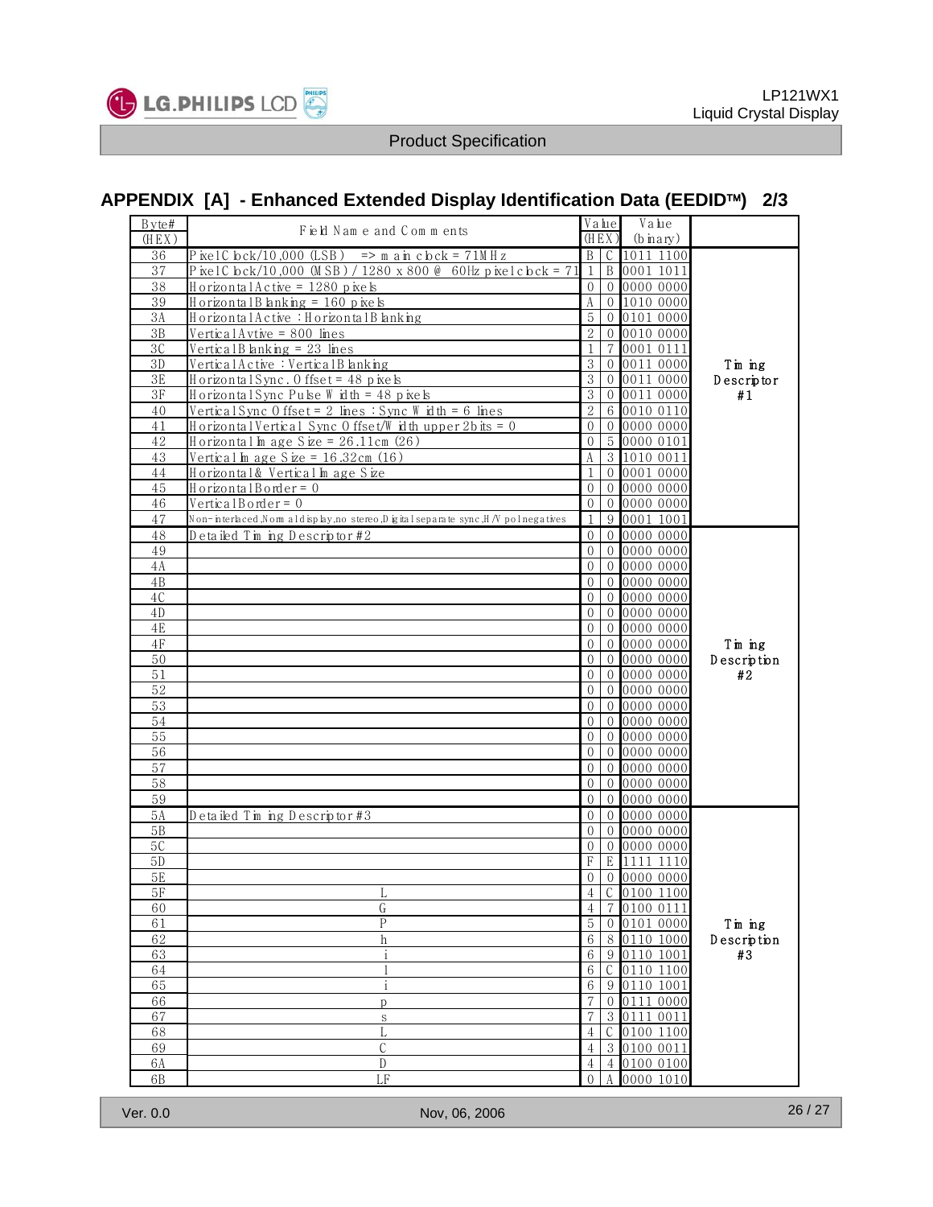## APPENDIX [A] - Enhanced Extended Display Identification Data (EEDIDTM) 2/3

| Byte# (HEX) | Field Name and Comments | Value (HEX) | | Value (binary) | |
|---|---|---|---|---|---|
| 36 | Pixel Clock/10,000 (LSB) => main clock = 71MHz | B | C | 1011 1100 | Timing Descriptor #1 |
| 37 | Pixel Clock/10,000 (MSB) / 1280 x 800 @ 60Hz pixel clock = 71 | 1 | B | 0001 1011 | |
| 38 | Horizontal Active = 1280 pixels | 0 | 0 | 0000 0000 | |
| 39 | Horizontal Blanking = 160 pixels | A | 0 | 1010 0000 | |
| 3A | Horizontal Active : Horizontal Blanking | 5 | 0 | 0101 0000 | |
| 3B | Vertical Avtive = 800 lines | 2 | 0 | 0010 0000 | |
| 3C | Vertical Blanking = 23 lines | 1 | 7 | 0001 0111 | |
| 3D | Vertical Active : Vertical Blanking | 3 | 0 | 0011 0000 | |
| 3E | Horizontal Sync. Offset = 48 pixels | 3 | 0 | 0011 0000 | |
| 3F | Horizontal Sync Pulse Width = 48 pixels | 3 | 0 | 0011 0000 | |
| 40 | Vertical Sync Offset = 2 lines : Sync Width = 6 lines | 2 | 6 | 0010 0110 | |
| 41 | Horizontal Vertical Sync Offset/Width upper 2bits = 0 | 0 | 0 | 0000 0000 | |
| 42 | Horizontal Image Size = 26.11cm (26) | 0 | 5 | 0000 0101 | |
| 43 | Vertical Image Size = 16.32cm (16) | A | 3 | 1010 0011 | |
| 44 | Horizontal & Vertical Image Size | 1 | 0 | 0001 0000 | |
| 45 | Horizontal Border = 0 | 0 | 0 | 0000 0000 | |
| 46 | Vertical Border = 0 | 0 | 0 | 0000 0000 | |
| 47 | Non-interlaced,Normal display,no stereo,Digital separate sync,H/V pol negatives | 1 | 9 | 0001 1001 | |
| 48 | Detailed Timing Descriptor #2 | 0 | 0 | 0000 0000 | Timing Description #2 |
| 49 | | 0 | 0 | 0000 0000 | |
| 4A | | 0 | 0 | 0000 0000 | |
| 4B | | 0 | 0 | 0000 0000 | |
| 4C | | 0 | 0 | 0000 0000 | |
| 4D | | 0 | 0 | 0000 0000 | |
| 4E | | 0 | 0 | 0000 0000 | |
| 4F | | 0 | 0 | 0000 0000 | |
| 50 | | 0 | 0 | 0000 0000 | |
| 51 | | 0 | 0 | 0000 0000 | |
| 52 | | 0 | 0 | 0000 0000 | |
| 53 | | 0 | 0 | 0000 0000 | |
| 54 | | 0 | 0 | 0000 0000 | |
| 55 | | 0 | 0 | 0000 0000 | |
| 56 | | 0 | 0 | 0000 0000 | |
| 57 | | 0 | 0 | 0000 0000 | |
| 58 | | 0 | 0 | 0000 0000 | |
| 59 | | 0 | 0 | 0000 0000 | |
| 5A | Detailed Timing Descriptor #3 | 0 | 0 | 0000 0000 | Timing Description #3 |
| 5B | | 0 | 0 | 0000 0000 | |
| 5C | | 0 | 0 | 0000 0000 | |
| 5D | | F | E | 1111 1110 | |
| 5E | | 0 | 0 | 0000 0000 | |
| 5F | L | 4 | C | 0100 1100 | |
| 60 | G | 4 | 7 | 0100 0111 | |
| 61 | P | 5 | 0 | 0101 0000 | |
| 62 | h | 6 | 8 | 0110 1000 | |
| 63 | i | 6 | 9 | 0110 1001 | |
| 64 | l | 6 | C | 0110 1100 | |
| 65 | i | 6 | 9 | 0110 1001 | |
| 66 | p | 7 | 0 | 0111 0000 | |
| 67 | s | 7 | 3 | 0111 0011 | |
| 68 | L | 4 | C | 0100 1100 | |
| 69 | C | 4 | 3 | 0100 0011 | |
| 6A | D | 4 | 4 | 0100 0100 | |
| 6B | LF | 0 | A | 0000 1010 | |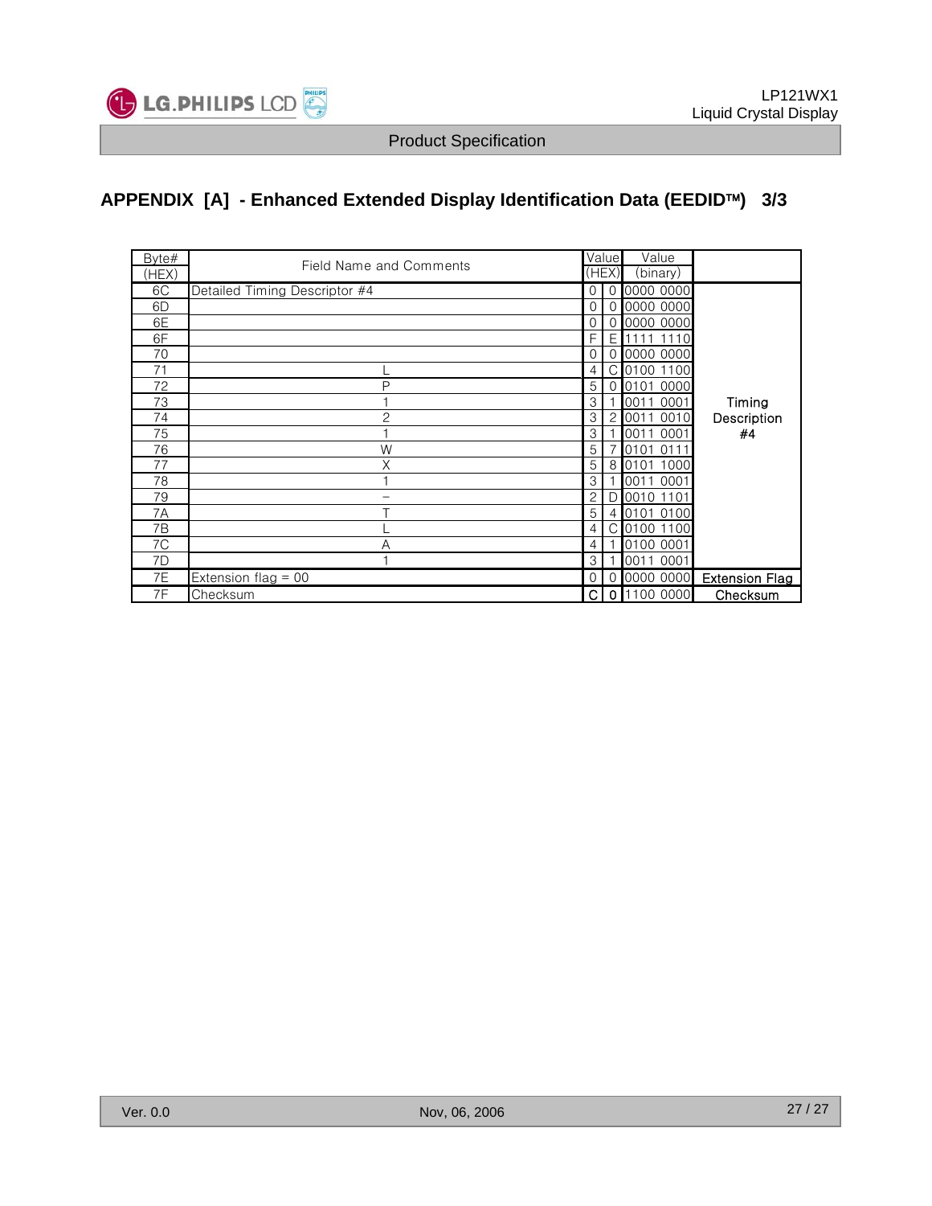## APPENDIX [A] - Enhanced Extended Display Identification Data (EEDID™) 3/3

| Byte# (HEX) | Field Name and Comments | Value (HEX) | | Value (binary) | |
|---|---|---|---|---|---|
| 6C | Detailed Timing Descriptor #4 | 0 | 0 | 0000 0000 | Timing Description #4 |
| 6D | | 0 | 0 | 0000 0000 | |
| 6E | | 0 | 0 | 0000 0000 | |
| 6F | | F | E | 1111 1110 | |
| 70 | | 0 | 0 | 0000 0000 | |
| 71 | L | 4 | C | 0100 1100 | |
| 72 | P | 5 | 0 | 0101 0000 | |
| 73 | 1 | 3 | 1 | 0011 0001 | |
| 74 | 2 | 3 | 2 | 0011 0010 | |
| 75 | 1 | 3 | 1 | 0011 0001 | |
| 76 | W | 5 | 7 | 0101 0111 | |
| 77 | X | 5 | 8 | 0101 1000 | |
| 78 | 1 | 3 | 1 | 0011 0001 | |
| 79 | – | 2 | D | 0010 1101 | |
| 7A | T | 5 | 4 | 0101 0100 | |
| 7B | L | 4 | C | 0100 1100 | |
| 7C | A | 4 | 1 | 0100 0001 | |
| 7D | 1 | 3 | 1 | 0011 0001 | |
| 7E | Extension flag = 00 | 0 | 0 | 0000 0000 | Extension Flag |
| 7F | Checksum | C | 0 | 1100 0000 | Checksum |